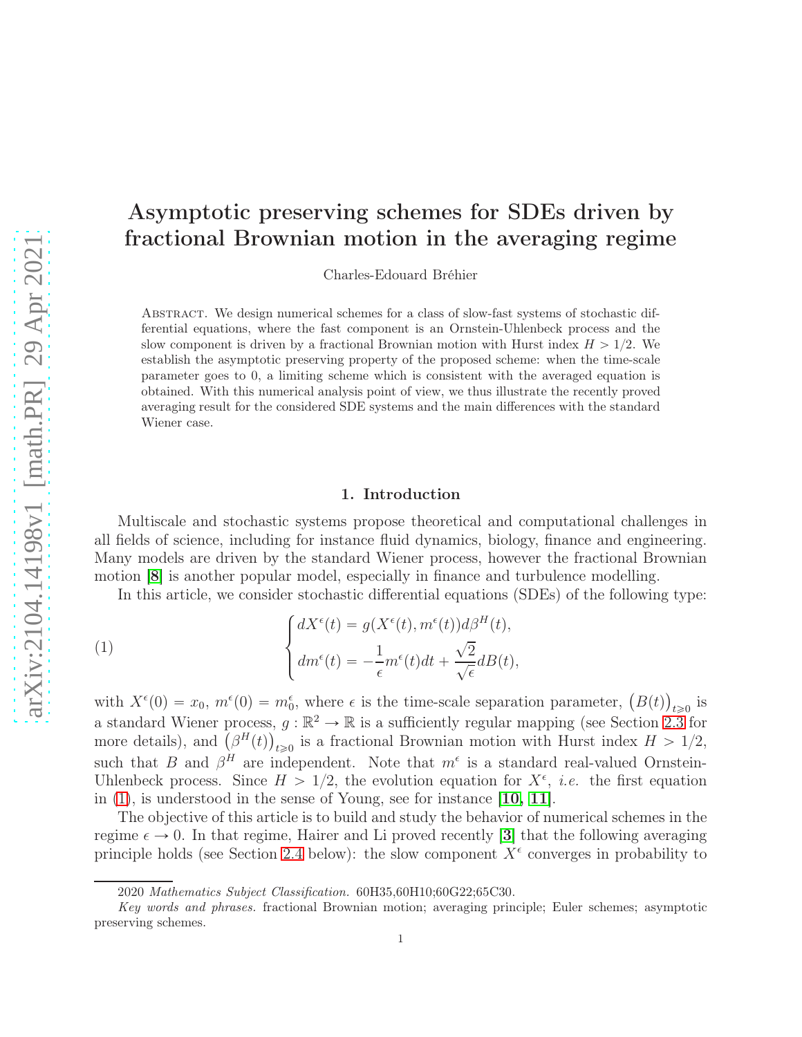# Asymptotic preserving schemes for SDEs driven by fractional Brownian motion in the averaging regime

Charles-Edouard Bréhier

Abstract. We design numerical schemes for a class of slow-fast systems of stochastic differential equations, where the fast component is an Ornstein-Uhlenbeck process and the slow component is driven by a fractional Brownian motion with Hurst index $H > 1/2$. We establish the asymptotic preserving property of the proposed scheme: when the time-scale parameter goes to 0, a limiting scheme which is consistent with the averaged equation is obtained. With this numerical analysis point of view, we thus illustrate the recently proved averaging result for the considered SDE systems and the main differences with the standard Wiener case.

## 1. Introduction

Multiscale and stochastic systems propose theoretical and computational challenges in all fields of science, including for instance fluid dynamics, biology, finance and engineering. Many models are driven by the standard Wiener process, however the fractional Brownian motion [8] is another popular model, especially in finance and turbulence modelling.

In this article, we consider stochastic differential equations (SDEs) of the following type:

$$
\begin{cases} dX^\epsilon(t) = g(X^\epsilon(t), m^\epsilon(t))d\beta^H(t), \\ dm^\epsilon(t) = -\dfrac{1}{\epsilon}m^\epsilon(t)dt + \dfrac{\sqrt{2}}{\sqrt{\epsilon}}dB(t), \end{cases} \tag{1}
$$

with $X^\epsilon(0) = x_0$, $m^\epsilon(0) = m_0^\epsilon$, where $\epsilon$ is the time-scale separation parameter, $\big(B(t)\big)_{t\geqslant 0}$ is a standard Wiener process, $g : \mathbb{R}^2 \to \mathbb{R}$ is a sufficiently regular mapping (see Section 2.3 for more details), and $\big(\beta^H(t)\big)_{t\geqslant 0}$ is a fractional Brownian motion with Hurst index $H > 1/2$, such that $B$ and $\beta^H$ are independent. Note that $m^\epsilon$ is a standard real-valued Ornstein-Uhlenbeck process. Since $H > 1/2$, the evolution equation for $X^\epsilon$, *i.e.* the first equation in (1), is understood in the sense of Young, see for instance [10, 11].

The objective of this article is to build and study the behavior of numerical schemes in the regime $\epsilon \to 0$. In that regime, Hairer and Li proved recently [3] that the following averaging principle holds (see Section 2.4 below): the slow component $X^\epsilon$ converges in probability to

2020 *Mathematics Subject Classification.* 60H35,60H10;60G22;65C30.

*Key words and phrases.* fractional Brownian motion; averaging principle; Euler schemes; asymptotic preserving schemes.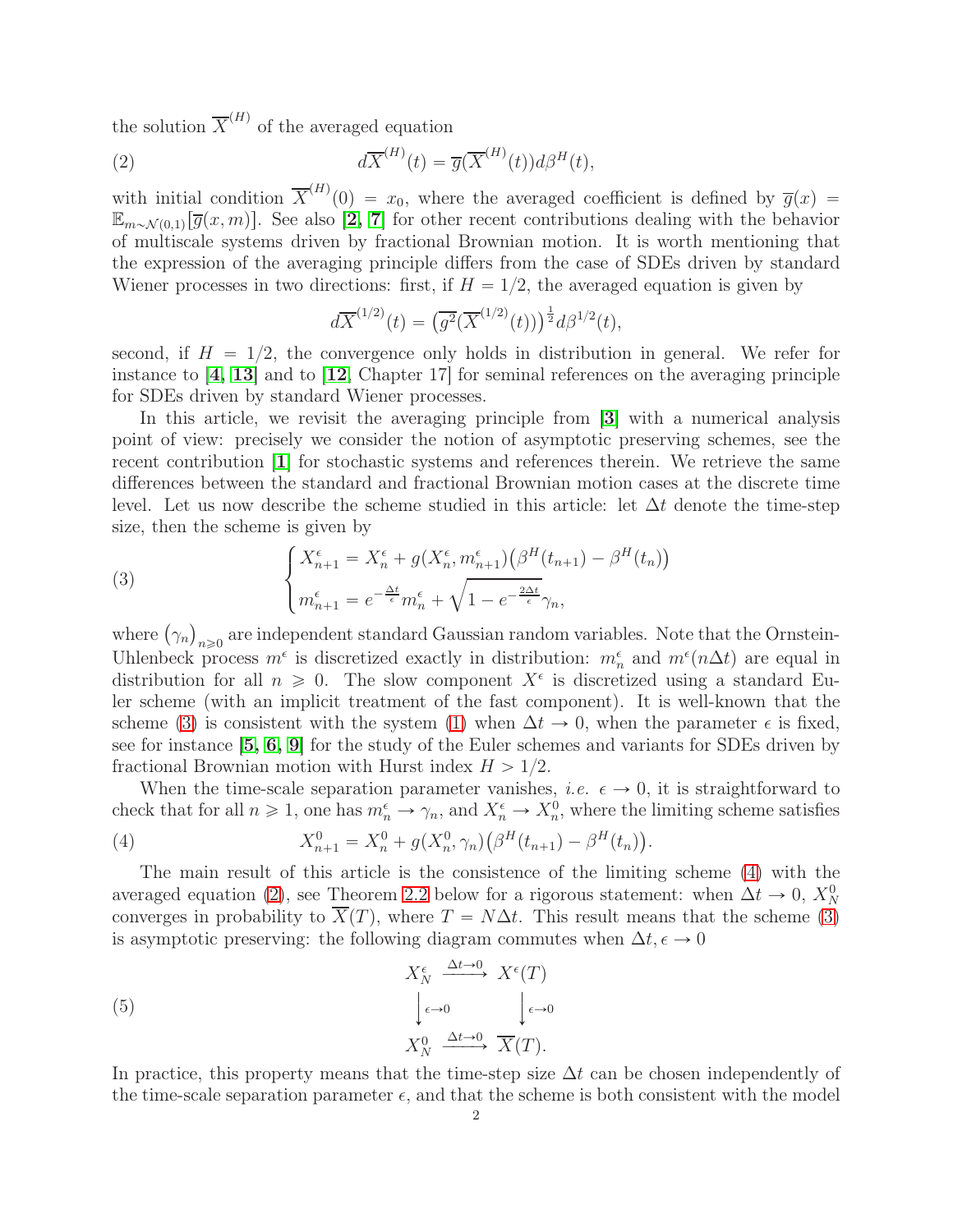the solution $\overline{X}^{(H)}$ of the averaged equation

$$d\overline{X}^{(H)}(t) = \overline{g}(\overline{X}^{(H)}(t))d\beta^H(t), \tag{2}$$

with initial condition $\overline{X}^{(H)}(0) = x_0$, where the averaged coefficient is defined by $\overline{g}(x) = \mathbb{E}_{m\sim\mathcal{N}(0,1)}[\overline{g}(x,m)]$. See also [2, 7] for other recent contributions dealing with the behavior of multiscale systems driven by fractional Brownian motion. It is worth mentioning that the expression of the averaging principle differs from the case of SDEs driven by standard Wiener processes in two directions: first, if $H = 1/2$, the averaged equation is given by

$$d\overline{X}^{(1/2)}(t) = \big(\overline{g^2}(\overline{X}^{(1/2)}(t))\big)^{\frac{1}{2}} d\beta^{1/2}(t),$$

second, if $H = 1/2$, the convergence only holds in distribution in general. We refer for instance to [4, 13] and to [12, Chapter 17] for seminal references on the averaging principle for SDEs driven by standard Wiener processes.

In this article, we revisit the averaging principle from [3] with a numerical analysis point of view: precisely we consider the notion of asymptotic preserving schemes, see the recent contribution [1] for stochastic systems and references therein. We retrieve the same differences between the standard and fractional Brownian motion cases at the discrete time level. Let us now describe the scheme studied in this article: let $\Delta t$ denote the time-step size, then the scheme is given by

$$\begin{cases} X_{n+1}^\epsilon = X_n^\epsilon + g(X_n^\epsilon, m_{n+1}^\epsilon)\big(\beta^H(t_{n+1}) - \beta^H(t_n)\big) \\ m_{n+1}^\epsilon = e^{-\frac{\Delta t}{\epsilon}} m_n^\epsilon + \sqrt{1 - e^{-\frac{2\Delta t}{\epsilon}}}\gamma_n, \end{cases} \tag{3}$$

where $\big(\gamma_n\big)_{n\geqslant 0}$ are independent standard Gaussian random variables. Note that the Ornstein-Uhlenbeck process $m^\epsilon$ is discretized exactly in distribution: $m_n^\epsilon$ and $m^\epsilon(n\Delta t)$ are equal in distribution for all $n \geqslant 0$. The slow component $X^\epsilon$ is discretized using a standard Euler scheme (with an implicit treatment of the fast component). It is well-known that the scheme (3) is consistent with the system (1) when $\Delta t \to 0$, when the parameter $\epsilon$ is fixed, see for instance [5, 6, 9] for the study of the Euler schemes and variants for SDEs driven by fractional Brownian motion with Hurst index $H > 1/2$.

When the time-scale separation parameter vanishes, *i.e.* $\epsilon \to 0$, it is straightforward to check that for all $n \geqslant 1$, one has $m_n^\epsilon \to \gamma_n$, and $X_n^\epsilon \to X_n^0$, where the limiting scheme satisfies

$$X_{n+1}^0 = X_n^0 + g(X_n^0, \gamma_n)\big(\beta^H(t_{n+1}) - \beta^H(t_n)\big). \tag{4}$$

The main result of this article is the consistence of the limiting scheme (4) with the averaged equation (2), see Theorem 2.2 below for a rigorous statement: when $\Delta t \to 0$, $X_N^0$ converges in probability to $\overline{X}(T)$, where $T = N\Delta t$. This result means that the scheme (3) is asymptotic preserving: the following diagram commutes when $\Delta t, \epsilon \to 0$

$$\begin{array}{ccc} X_N^\epsilon & \xrightarrow{\Delta t \to 0} & X^\epsilon(T) \\ \Big\downarrow{\scriptstyle \epsilon\to 0} & & \Big\downarrow{\scriptstyle \epsilon \to 0} \\ X_N^0 & \xrightarrow{\Delta t \to 0} & \overline{X}(T). \end{array} \tag{5}$$

In practice, this property means that the time-step size $\Delta t$ can be chosen independently of the time-scale separation parameter $\epsilon$, and that the scheme is both consistent with the model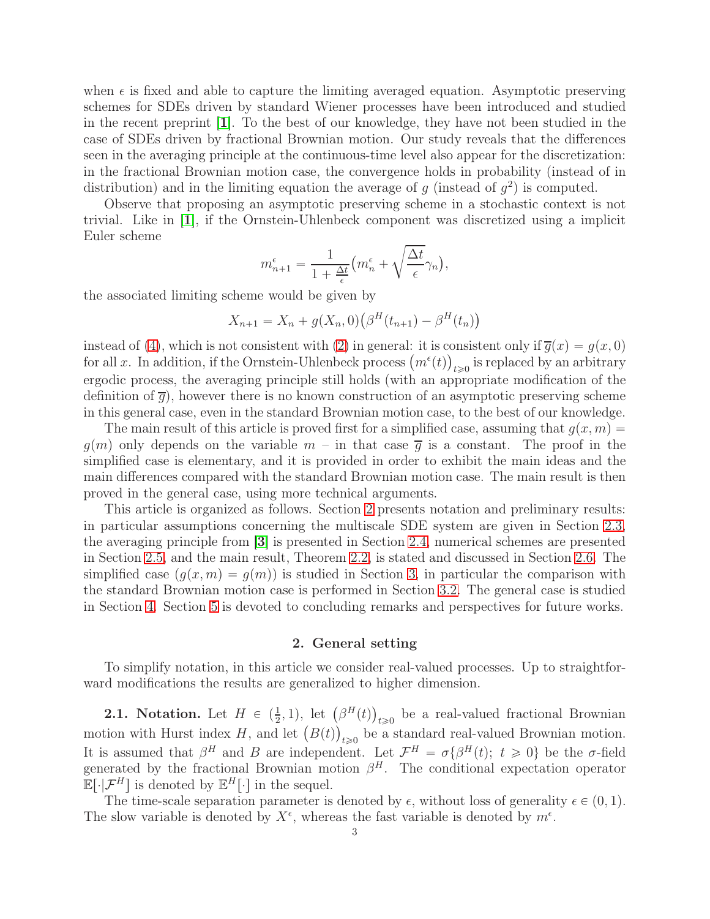when $\epsilon$ is fixed and able to capture the limiting averaged equation. Asymptotic preserving schemes for SDEs driven by standard Wiener processes have been introduced and studied in the recent preprint [**1**]. To the best of our knowledge, they have not been studied in the case of SDEs driven by fractional Brownian motion. Our study reveals that the differences seen in the averaging principle at the continuous-time level also appear for the discretization: in the fractional Brownian motion case, the convergence holds in probability (instead of in distribution) and in the limiting equation the average of $g$ (instead of $g^2$) is computed.

Observe that proposing an asymptotic preserving scheme in a stochastic context is not trivial. Like in [**1**], if the Ornstein-Uhlenbeck component was discretized using a implicit Euler scheme

$$m_{n+1}^{\epsilon} = \frac{1}{1 + \frac{\Delta t}{\epsilon}}\big(m_n^{\epsilon} + \sqrt{\frac{\Delta t}{\epsilon}}\gamma_n\big),$$

the associated limiting scheme would be given by

$$X_{n+1} = X_n + g(X_n, 0)\big(\beta^H(t_{n+1}) - \beta^H(t_n)\big)$$

instead of (4), which is not consistent with (2) in general: it is consistent only if $\overline{g}(x) = g(x,0)$ for all $x$. In addition, if the Ornstein-Uhlenbeck process $\big(m^{\epsilon}(t)\big)_{t\geqslant 0}$ is replaced by an arbitrary ergodic process, the averaging principle still holds (with an appropriate modification of the definition of $\overline{g}$), however there is no known construction of an asymptotic preserving scheme in this general case, even in the standard Brownian motion case, to the best of our knowledge.

The main result of this article is proved first for a simplified case, assuming that $g(x,m) = g(m)$ only depends on the variable $m$ – in that case $\overline{g}$ is a constant. The proof in the simplified case is elementary, and it is provided in order to exhibit the main ideas and the main differences compared with the standard Brownian motion case. The main result is then proved in the general case, using more technical arguments.

This article is organized as follows. Section 2 presents notation and preliminary results: in particular assumptions concerning the multiscale SDE system are given in Section 2.3, the averaging principle from [**3**] is presented in Section 2.4, numerical schemes are presented in Section 2.5, and the main result, Theorem 2.2, is stated and discussed in Section 2.6. The simplified case ($g(x,m) = g(m)$) is studied in Section 3, in particular the comparison with the standard Brownian motion case is performed in Section 3.2. The general case is studied in Section 4. Section 5 is devoted to concluding remarks and perspectives for future works.

## 2. General setting

To simplify notation, in this article we consider real-valued processes. Up to straightforward modifications the results are generalized to higher dimension.

**2.1. Notation.** Let $H \in (\frac{1}{2}, 1)$, let $\big(\beta^H(t)\big)_{t\geqslant 0}$ be a real-valued fractional Brownian motion with Hurst index $H$, and let $\big(B(t)\big)_{t\geqslant 0}$ be a standard real-valued Brownian motion. It is assumed that $\beta^H$ and $B$ are independent. Let $\mathcal{F}^H = \sigma\{\beta^H(t);\ t \geqslant 0\}$ be the $\sigma$-field generated by the fractional Brownian motion $\beta^H$. The conditional expectation operator $\mathbb{E}[\cdot|\mathcal{F}^H]$ is denoted by $\mathbb{E}^H[\cdot]$ in the sequel.

The time-scale separation parameter is denoted by $\epsilon$, without loss of generality $\epsilon \in (0,1)$. The slow variable is denoted by $X^{\epsilon}$, whereas the fast variable is denoted by $m^{\epsilon}$.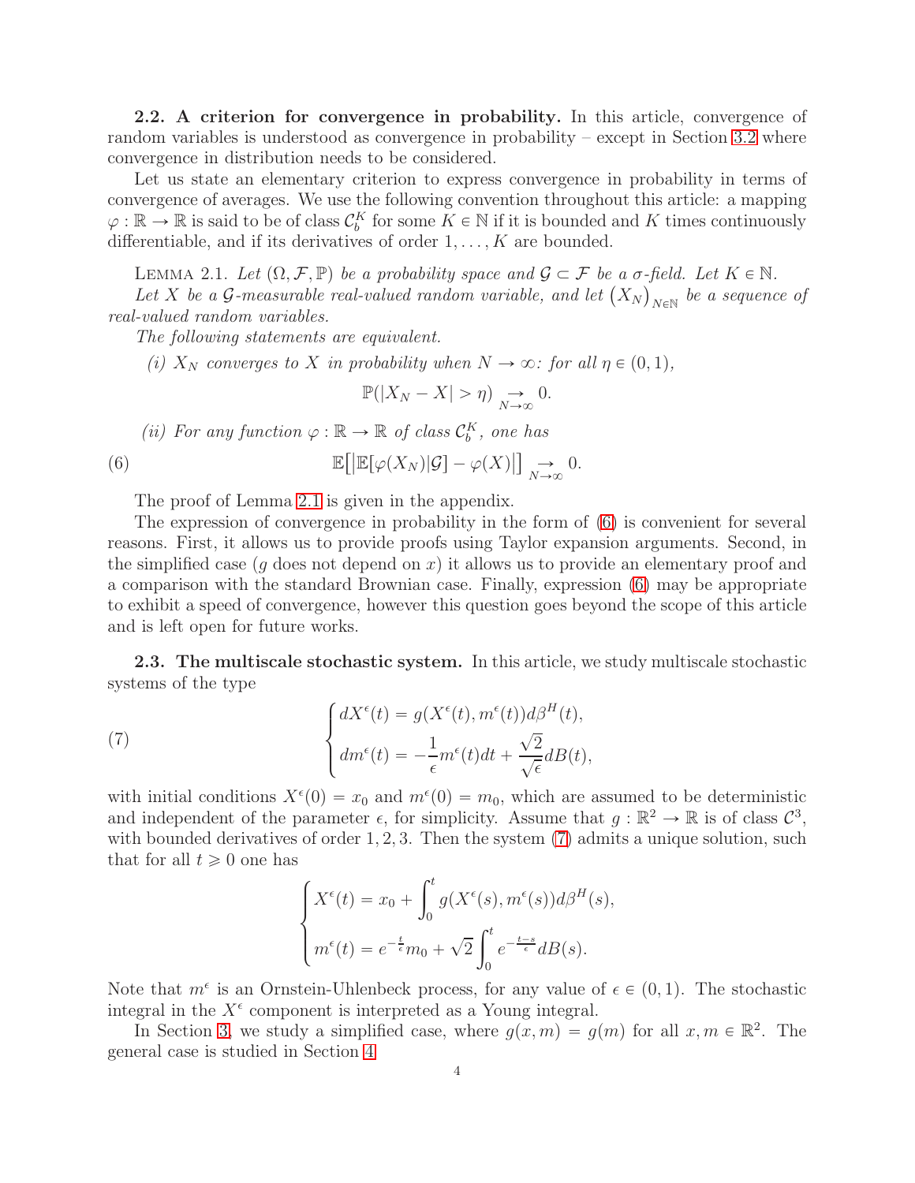**2.2. A criterion for convergence in probability.** In this article, convergence of random variables is understood as convergence in probability – except in Section 3.2 where convergence in distribution needs to be considered.

Let us state an elementary criterion to express convergence in probability in terms of convergence of averages. We use the following convention throughout this article: a mapping $\varphi : \mathbb{R} \to \mathbb{R}$ is said to be of class $\mathcal{C}_b^K$ for some $K \in \mathbb{N}$ if it is bounded and $K$ times continuously differentiable, and if its derivatives of order $1, \ldots, K$ are bounded.

LEMMA 2.1. *Let $(\Omega, \mathcal{F}, \mathbb{P})$ be a probability space and $\mathcal{G} \subset \mathcal{F}$ be a $\sigma$-field. Let $K \in \mathbb{N}$.*

*Let $X$ be a $\mathcal{G}$-measurable real-valued random variable, and let $\left(X_N\right)_{N\in\mathbb{N}}$ be a sequence of real-valued random variables.*

*The following statements are equivalent.*

*(i) $X_N$ converges to $X$ in probability when $N \to \infty$: for all $\eta \in (0, 1)$,*

$$\mathbb{P}(|X_N - X| > \eta) \underset{N\to\infty}{\to} 0.$$

*(ii) For any function $\varphi : \mathbb{R} \to \mathbb{R}$ of class $\mathcal{C}_b^K$, one has*

$$\mathbb{E}\big[\big|\mathbb{E}[\varphi(X_N)|\mathcal{G}] - \varphi(X)\big|\big] \underset{N\to\infty}{\to} 0. \tag{6}$$

The proof of Lemma 2.1 is given in the appendix.

The expression of convergence in probability in the form of (6) is convenient for several reasons. First, it allows us to provide proofs using Taylor expansion arguments. Second, in the simplified case ($g$ does not depend on $x$) it allows us to provide an elementary proof and a comparison with the standard Brownian case. Finally, expression (6) may be appropriate to exhibit a speed of convergence, however this question goes beyond the scope of this article and is left open for future works.

**2.3. The multiscale stochastic system.** In this article, we study multiscale stochastic systems of the type

$$\begin{cases} dX^\epsilon(t) = g(X^\epsilon(t), m^\epsilon(t))d\beta^H(t), \\ dm^\epsilon(t) = -\dfrac{1}{\epsilon}m^\epsilon(t)dt + \dfrac{\sqrt{2}}{\sqrt{\epsilon}}dB(t), \end{cases} \tag{7}$$

with initial conditions $X^\epsilon(0) = x_0$ and $m^\epsilon(0) = m_0$, which are assumed to be deterministic and independent of the parameter $\epsilon$, for simplicity. Assume that $g : \mathbb{R}^2 \to \mathbb{R}$ is of class $\mathcal{C}^3$, with bounded derivatives of order $1, 2, 3$. Then the system (7) admits a unique solution, such that for all $t \geqslant 0$ one has

$$\begin{cases} X^\epsilon(t) = x_0 + \displaystyle\int_0^t g(X^\epsilon(s), m^\epsilon(s))d\beta^H(s), \\ m^\epsilon(t) = e^{-\frac{t}{\epsilon}}m_0 + \sqrt{2}\displaystyle\int_0^t e^{-\frac{t-s}{\epsilon}}dB(s). \end{cases}$$

Note that $m^\epsilon$ is an Ornstein-Uhlenbeck process, for any value of $\epsilon \in (0, 1)$. The stochastic integral in the $X^\epsilon$ component is interpreted as a Young integral.

In Section 3, we study a simplified case, where $g(x, m) = g(m)$ for all $x, m \in \mathbb{R}^2$. The general case is studied in Section 4.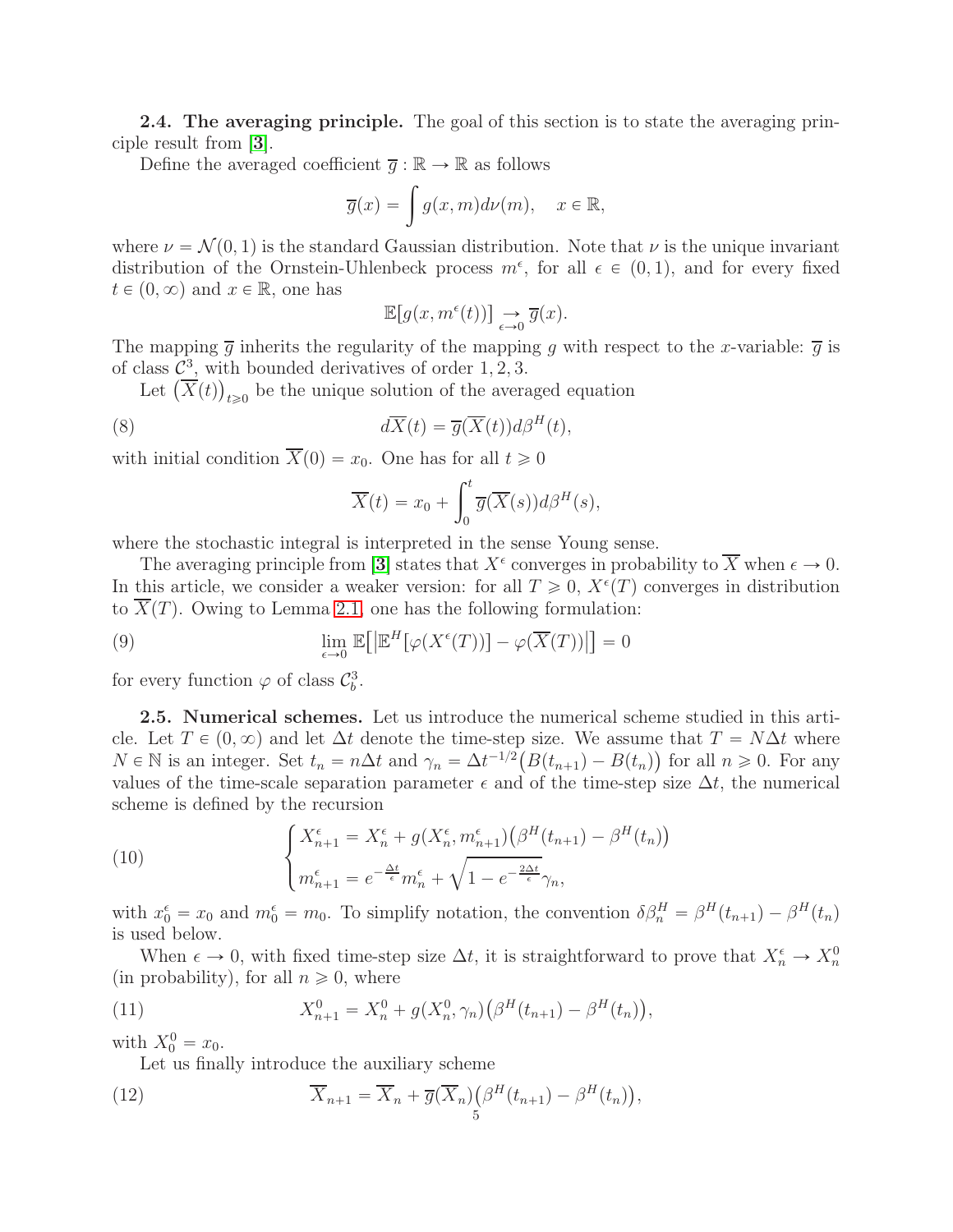**2.4. The averaging principle.** The goal of this section is to state the averaging principle result from [**3**].

Define the averaged coefficient $\overline{g} : \mathbb{R} \to \mathbb{R}$ as follows

$$\overline{g}(x) = \int g(x, m) d\nu(m), \quad x \in \mathbb{R},$$

where $\nu = \mathcal{N}(0, 1)$ is the standard Gaussian distribution. Note that $\nu$ is the unique invariant distribution of the Ornstein-Uhlenbeck process $m^\epsilon$, for all $\epsilon \in (0, 1)$, and for every fixed $t \in (0, \infty)$ and $x \in \mathbb{R}$, one has

$$\mathbb{E}[g(x, m^\epsilon(t))] \underset{\epsilon \to 0}{\to} \overline{g}(x).$$

The mapping $\overline{g}$ inherits the regularity of the mapping $g$ with respect to the $x$-variable: $\overline{g}$ is of class $\mathcal{C}^3$, with bounded derivatives of order $1, 2, 3$.

Let $\big(\overline{X}(t)\big)_{t \geqslant 0}$ be the unique solution of the averaged equation

$$d\overline{X}(t) = \overline{g}(\overline{X}(t)) d\beta^H(t), \tag{8}$$

with initial condition $\overline{X}(0) = x_0$. One has for all $t \geqslant 0$

$$\overline{X}(t) = x_0 + \int_0^t \overline{g}(\overline{X}(s)) d\beta^H(s),$$

where the stochastic integral is interpreted in the sense Young sense.

The averaging principle from [**3**] states that $X^\epsilon$ converges in probability to $\overline{X}$ when $\epsilon \to 0$. In this article, we consider a weaker version: for all $T \geqslant 0$, $X^\epsilon(T)$ converges in distribution to $\overline{X}(T)$. Owing to Lemma 2.1, one has the following formulation:

$$\lim_{\epsilon \to 0} \mathbb{E}\big[\big|\mathbb{E}^H[\varphi(X^\epsilon(T))] - \varphi(\overline{X}(T))\big|\big] = 0 \tag{9}$$

for every function $\varphi$ of class $\mathcal{C}_b^3$.

**2.5. Numerical schemes.** Let us introduce the numerical scheme studied in this article. Let $T \in (0, \infty)$ and let $\Delta t$ denote the time-step size. We assume that $T = N\Delta t$ where $N \in \mathbb{N}$ is an integer. Set $t_n = n\Delta t$ and $\gamma_n = \Delta t^{-1/2}\big(B(t_{n+1}) - B(t_n)\big)$ for all $n \geqslant 0$. For any values of the time-scale separation parameter $\epsilon$ and of the time-step size $\Delta t$, the numerical scheme is defined by the recursion

$$\begin{cases} X_{n+1}^\epsilon = X_n^\epsilon + g(X_n^\epsilon, m_{n+1}^\epsilon)\big(\beta^H(t_{n+1}) - \beta^H(t_n)\big) \\ m_{n+1}^\epsilon = e^{-\frac{\Delta t}{\epsilon}} m_n^\epsilon + \sqrt{1 - e^{-\frac{2\Delta t}{\epsilon}}}\gamma_n, \end{cases} \tag{10}$$

with $x_0^\epsilon = x_0$ and $m_0^\epsilon = m_0$. To simplify notation, the convention $\delta\beta_n^H = \beta^H(t_{n+1}) - \beta^H(t_n)$ is used below.

When $\epsilon \to 0$, with fixed time-step size $\Delta t$, it is straightforward to prove that $X_n^\epsilon \to X_n^0$ (in probability), for all $n \geqslant 0$, where

$$X_{n+1}^0 = X_n^0 + g(X_n^0, \gamma_n)\big(\beta^H(t_{n+1}) - \beta^H(t_n)\big), \tag{11}$$

with $X_0^0 = x_0$.

Let us finally introduce the auxiliary scheme

$$\overline{X}_{n+1} = \overline{X}_n + \overline{g}(\overline{X}_n)\big(\beta^H(t_{n+1}) - \beta^H(t_n)\big), \tag{12}$$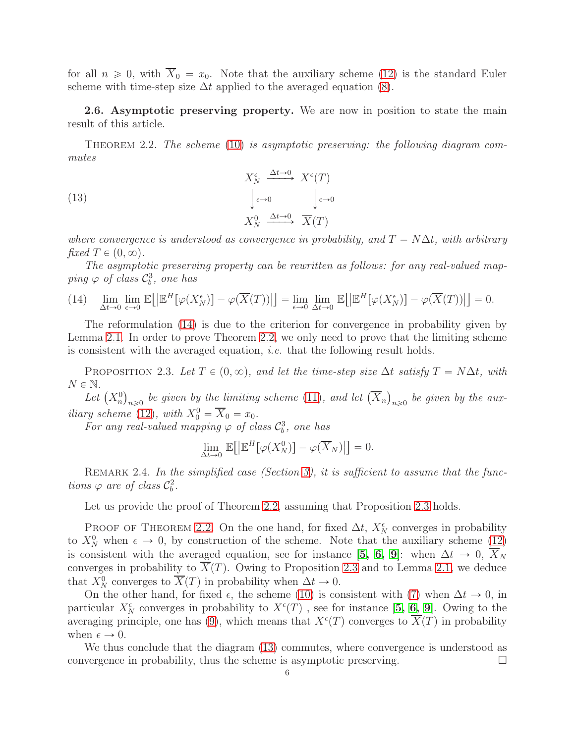for all $n \geqslant 0$, with $\overline{X}_0 = x_0$. Note that the auxiliary scheme (12) is the standard Euler scheme with time-step size $\Delta t$ applied to the averaged equation (8).

### 2.6. Asymptotic preserving property.

We are now in position to state the main result of this article.

THEOREM 2.2. *The scheme (10) is asymptotic preserving: the following diagram commutes*

$$
\begin{array}{ccc}
X_N^\epsilon & \xrightarrow{\Delta t \to 0} & X^\epsilon(T) \\
\Big\downarrow {\scriptstyle \epsilon \to 0} & & \Big\downarrow {\scriptstyle \epsilon \to 0} \\
X_N^0 & \xrightarrow{\Delta t \to 0} & \overline{X}(T)
\end{array}
\tag{13}
$$

*where convergence is understood as convergence in probability, and $T = N\Delta t$, with arbitrary fixed $T \in (0,\infty)$.*

*The asymptotic preserving property can be rewritten as follows: for any real-valued mapping $\varphi$ of class $\mathcal{C}_b^3$, one has*

$$
\lim_{\Delta t \to 0} \lim_{\epsilon \to 0} \mathbb{E}\big[\big|\mathbb{E}^H[\varphi(X_N^\epsilon)] - \varphi(\overline{X}(T))\big|\big] = \lim_{\epsilon \to 0} \lim_{\Delta t \to 0} \mathbb{E}\big[\big|\mathbb{E}^H[\varphi(X_N^\epsilon)] - \varphi(\overline{X}(T))\big|\big] = 0. \tag{14}
$$

The reformulation (14) is due to the criterion for convergence in probability given by Lemma 2.1. In order to prove Theorem 2.2, we only need to prove that the limiting scheme is consistent with the averaged equation, *i.e.* that the following result holds.

PROPOSITION 2.3. *Let $T \in (0,\infty)$, and let the time-step size $\Delta t$ satisfy $T = N\Delta t$, with $N \in \mathbb{N}$.*

*Let $\big(X_n^0\big)_{n\geqslant 0}$ be given by the limiting scheme (11), and let $\big(\overline{X}_n\big)_{n\geqslant 0}$ be given by the auxiliary scheme (12), with $X_0^0 = \overline{X}_0 = x_0$.*

*For any real-valued mapping $\varphi$ of class $\mathcal{C}_b^3$, one has*

$$
\lim_{\Delta t \to 0} \mathbb{E}\big[\big|\mathbb{E}^H[\varphi(X_N^0)] - \varphi(\overline{X}_N)\big|\big] = 0.
$$

REMARK 2.4. *In the simplified case (Section 3), it is sufficient to assume that the functions $\varphi$ are of class $\mathcal{C}_b^2$.*

Let us provide the proof of Theorem 2.2, assuming that Proposition 2.3 holds.

PROOF OF THEOREM 2.2. On the one hand, for fixed $\Delta t$, $X_N^\epsilon$ converges in probability to $X_N^0$ when $\epsilon \to 0$, by construction of the scheme. Note that the auxiliary scheme (12) is consistent with the averaged equation, see for instance [**5**, **6**, **9**]: when $\Delta t \to 0$, $\overline{X}_N$ converges in probability to $\overline{X}(T)$. Owing to Proposition 2.3 and to Lemma 2.1, we deduce that $X_N^0$ converges to $\overline{X}(T)$ in probability when $\Delta t \to 0$.

On the other hand, for fixed $\epsilon$, the scheme (10) is consistent with (7) when $\Delta t \to 0$, in particular $X_N^\epsilon$ converges in probability to $X^\epsilon(T)$ , see for instance [**5**, **6**, **9**]. Owing to the averaging principle, one has (9), which means that $X^\epsilon(T)$ converges to $\overline{X}(T)$ in probability when $\epsilon \to 0$.

We thus conclude that the diagram (13) commutes, where convergence is understood as convergence in probability, thus the scheme is asymptotic preserving. $\square$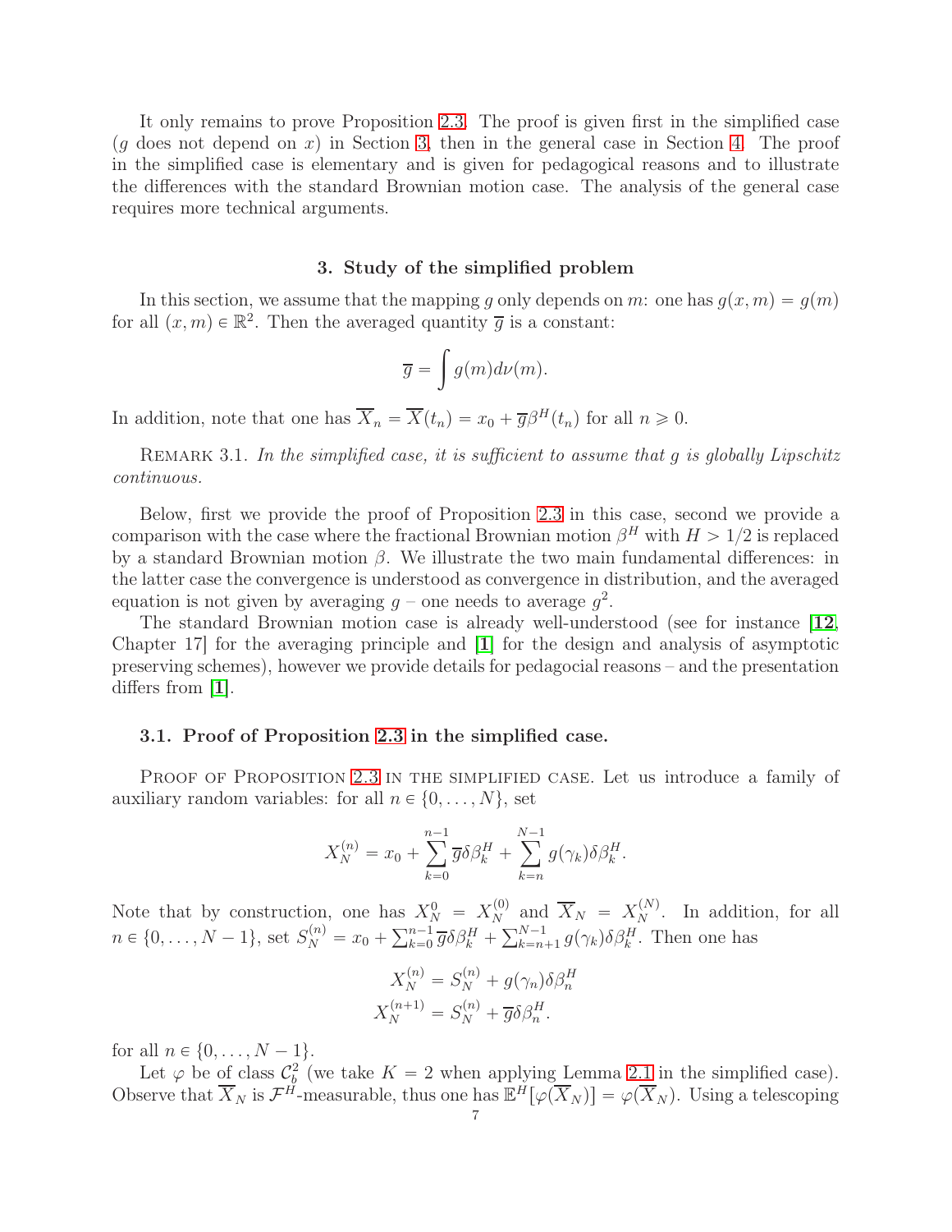It only remains to prove Proposition 2.3. The proof is given first in the simplified case ($g$ does not depend on $x$) in Section 3, then in the general case in Section 4. The proof in the simplified case is elementary and is given for pedagogical reasons and to illustrate the differences with the standard Brownian motion case. The analysis of the general case requires more technical arguments.

## 3. Study of the simplified problem

In this section, we assume that the mapping $g$ only depends on $m$: one has $g(x,m) = g(m)$ for all $(x,m) \in \mathbb{R}^2$. Then the averaged quantity $\overline{g}$ is a constant:

$$\overline{g} = \int g(m) d\nu(m).$$

In addition, note that one has $\overline{X}_n = \overline{X}(t_n) = x_0 + \overline{g}\beta^H(t_n)$ for all $n \geqslant 0$.

Remark 3.1. *In the simplified case, it is sufficient to assume that $g$ is globally Lipschitz continuous.*

Below, first we provide the proof of Proposition 2.3 in this case, second we provide a comparison with the case where the fractional Brownian motion $\beta^H$ with $H > 1/2$ is replaced by a standard Brownian motion $\beta$. We illustrate the two main fundamental differences: in the latter case the convergence is understood as convergence in distribution, and the averaged equation is not given by averaging $g$ – one needs to average $g^2$.

The standard Brownian motion case is already well-understood (see for instance [**12**, Chapter 17] for the averaging principle and [**1**] for the design and analysis of asymptotic preserving schemes), however we provide details for pedagocial reasons – and the presentation differs from [**1**].

### 3.1. Proof of Proposition 2.3 in the simplified case.

Proof of Proposition 2.3 in the simplified case. Let us introduce a family of auxiliary random variables: for all $n \in \{0, \ldots, N\}$, set

$$X_N^{(n)} = x_0 + \sum_{k=0}^{n-1} \overline{g}\delta\beta_k^H + \sum_{k=n}^{N-1} g(\gamma_k)\delta\beta_k^H.$$

Note that by construction, one has $X_N^0 = X_N^{(0)}$ and $\overline{X}_N = X_N^{(N)}$. In addition, for all $n \in \{0, \ldots, N-1\}$, set $S_N^{(n)} = x_0 + \sum_{k=0}^{n-1} \overline{g}\delta\beta_k^H + \sum_{k=n+1}^{N-1} g(\gamma_k)\delta\beta_k^H$. Then one has

$$\begin{aligned} X_N^{(n)} &= S_N^{(n)} + g(\gamma_n)\delta\beta_n^H \\ X_N^{(n+1)} &= S_N^{(n)} + \overline{g}\delta\beta_n^H. \end{aligned}$$

for all $n \in \{0, \ldots, N-1\}$.

Let $\varphi$ be of class $\mathcal{C}_b^2$ (we take $K = 2$ when applying Lemma 2.1 in the simplified case). Observe that $\overline{X}_N$ is $\mathcal{F}^H$-measurable, thus one has $\mathbb{E}^H[\varphi(\overline{X}_N)] = \varphi(\overline{X}_N)$. Using a telescoping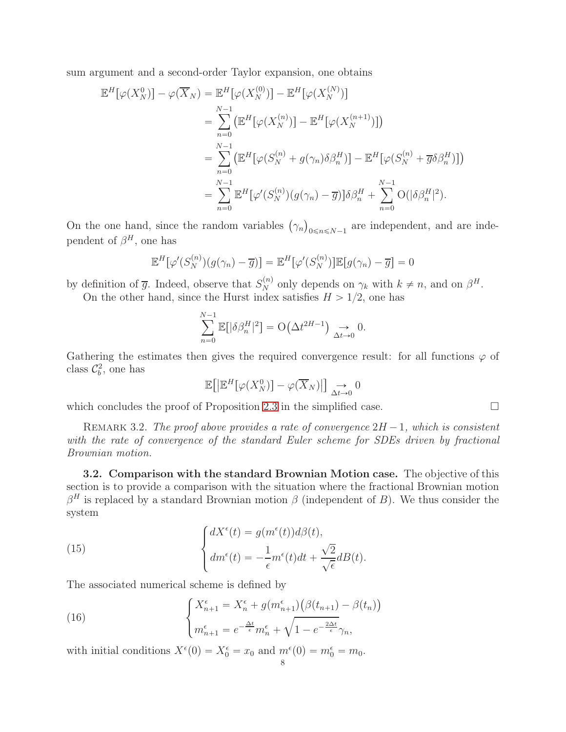sum argument and a second-order Taylor expansion, one obtains

$$
\begin{aligned}
\mathbb{E}^H[\varphi(X_N^0)] - \varphi(\overline{X}_N) &= \mathbb{E}^H[\varphi(X_N^{(0)})] - \mathbb{E}^H[\varphi(X_N^{(N)})] \\
&= \sum_{n=0}^{N-1} \left( \mathbb{E}^H[\varphi(X_N^{(n)})] - \mathbb{E}^H[\varphi(X_N^{(n+1)})] \right) \\
&= \sum_{n=0}^{N-1} \left( \mathbb{E}^H[\varphi(S_N^{(n)} + g(\gamma_n)\delta\beta_n^H)] - \mathbb{E}^H[\varphi(S_N^{(n)} + \overline{g}\delta\beta_n^H)] \right) \\
&= \sum_{n=0}^{N-1} \mathbb{E}^H[\varphi'(S_N^{(n)})(g(\gamma_n) - \overline{g})]\delta\beta_n^H + \sum_{n=0}^{N-1} \mathrm{O}(|\delta\beta_n^H|^2).
\end{aligned}
$$

On the one hand, since the random variables $(\gamma_n)_{0\leqslant n\leqslant N-1}$ are independent, and are independent of $\beta^H$, one has

$$
\mathbb{E}^H[\varphi'(S_N^{(n)})(g(\gamma_n) - \overline{g})] = \mathbb{E}^H[\varphi'(S_N^{(n)})]\mathbb{E}[g(\gamma_n) - \overline{g}] = 0
$$

by definition of $\overline{g}$. Indeed, observe that $S_N^{(n)}$ only depends on $\gamma_k$ with $k \neq n$, and on $\beta^H$.

On the other hand, since the Hurst index satisfies $H > 1/2$, one has

$$
\sum_{n=0}^{N-1} \mathbb{E}[|\delta\beta_n^H|^2] = \mathrm{O}\big(\Delta t^{2H-1}\big) \underset{\Delta t \to 0}{\to} 0.
$$

Gathering the estimates then gives the required convergence result: for all functions $\varphi$ of class $\mathcal{C}_b^2$, one has

$$
\mathbb{E}\big[|\mathbb{E}^H[\varphi(X_N^0)] - \varphi(\overline{X}_N)|\big] \underset{\Delta t \to 0}{\to} 0
$$

which concludes the proof of Proposition 2.3 in the simplified case. □

Remark 3.2. *The proof above provides a rate of convergence $2H-1$, which is consistent with the rate of convergence of the standard Euler scheme for SDEs driven by fractional Brownian motion.*

**3.2. Comparison with the standard Brownian Motion case.** The objective of this section is to provide a comparison with the situation where the fractional Brownian motion $\beta^H$ is replaced by a standard Brownian motion $\beta$ (independent of $B$). We thus consider the system

$$
\begin{cases}
dX^\epsilon(t) = g(m^\epsilon(t))d\beta(t), \\
dm^\epsilon(t) = -\dfrac{1}{\epsilon}m^\epsilon(t)dt + \dfrac{\sqrt{2}}{\sqrt{\epsilon}}dB(t).
\end{cases}
\tag{15}
$$

The associated numerical scheme is defined by

$$
\begin{cases}
X_{n+1}^\epsilon = X_n^\epsilon + g(m_{n+1}^\epsilon)\big(\beta(t_{n+1}) - \beta(t_n)\big) \\
m_{n+1}^\epsilon = e^{-\frac{\Delta t}{\epsilon}}m_n^\epsilon + \sqrt{1 - e^{-\frac{2\Delta t}{\epsilon}}}\gamma_n,
\end{cases}
\tag{16}
$$

with initial conditions $X^\epsilon(0) = X_0^\epsilon = x_0$ and $m^\epsilon(0) = m_0^\epsilon = m_0$.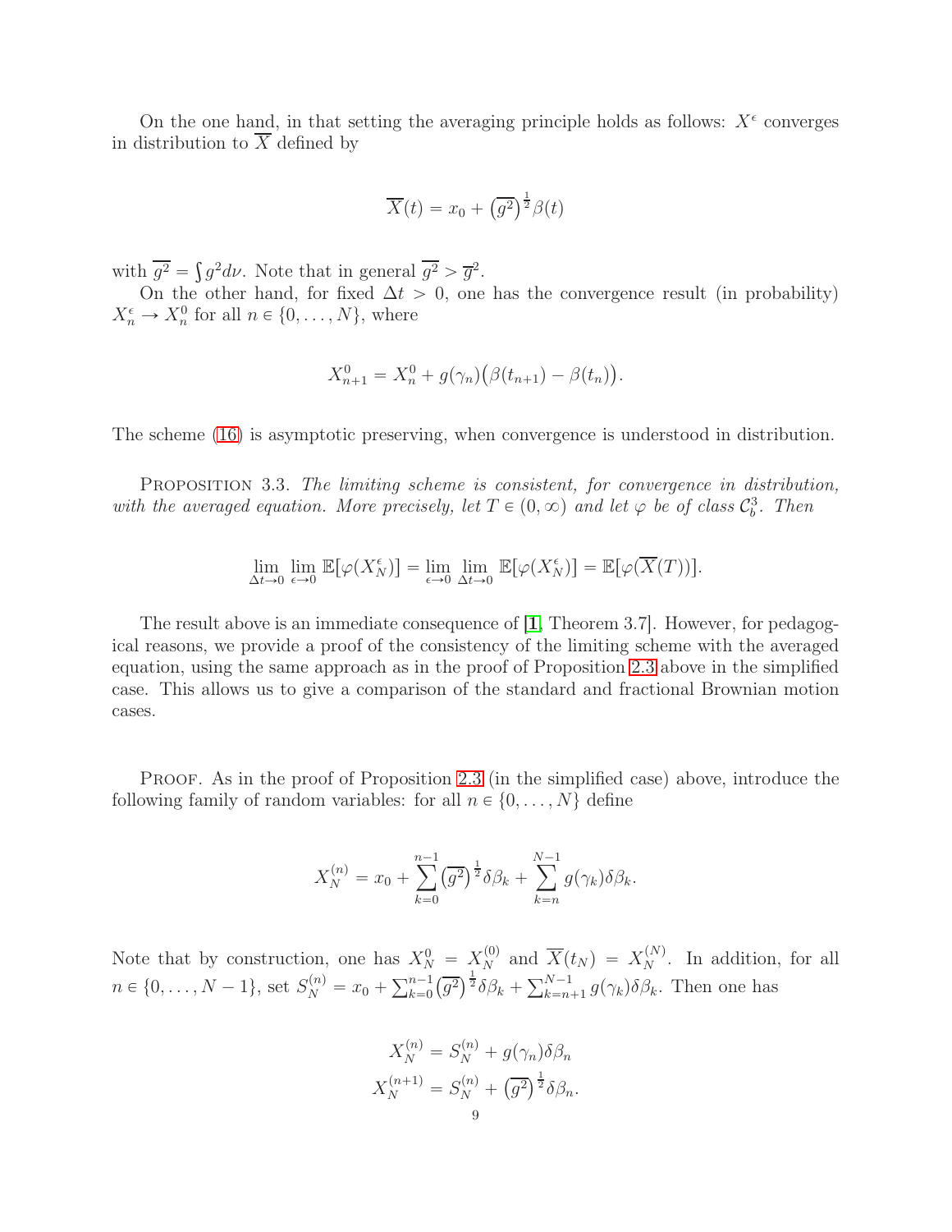On the one hand, in that setting the averaging principle holds as follows: $X^\epsilon$ converges in distribution to $\overline{X}$ defined by

$$\overline{X}(t) = x_0 + \left(\overline{g^2}\right)^{\frac{1}{2}} \beta(t)$$

with $\overline{g^2} = \int g^2 d\nu$. Note that in general $\overline{g^2} > \overline{g}^2$.

On the other hand, for fixed $\Delta t > 0$, one has the convergence result (in probability) $X_n^\epsilon \to X_n^0$ for all $n \in \{0, \ldots, N\}$, where

$$X_{n+1}^0 = X_n^0 + g(\gamma_n)\big(\beta(t_{n+1}) - \beta(t_n)\big).$$

The scheme (16) is asymptotic preserving, when convergence is understood in distribution.

Proposition 3.3. *The limiting scheme is consistent, for convergence in distribution, with the averaged equation. More precisely, let $T \in (0, \infty)$ and let $\varphi$ be of class $\mathcal{C}_b^3$. Then*

$$\lim_{\Delta t \to 0} \lim_{\epsilon \to 0} \mathbb{E}[\varphi(X_N^\epsilon)] = \lim_{\epsilon \to 0} \lim_{\Delta t \to 0} \mathbb{E}[\varphi(X_N^\epsilon)] = \mathbb{E}[\varphi(\overline{X}(T))].$$

The result above is an immediate consequence of [1, Theorem 3.7]. However, for pedagogical reasons, we provide a proof of the consistency of the limiting scheme with the averaged equation, using the same approach as in the proof of Proposition 2.3 above in the simplified case. This allows us to give a comparison of the standard and fractional Brownian motion cases.

Proof. As in the proof of Proposition 2.3 (in the simplified case) above, introduce the following family of random variables: for all $n \in \{0, \ldots, N\}$ define

$$X_N^{(n)} = x_0 + \sum_{k=0}^{n-1} \left(\overline{g^2}\right)^{\frac{1}{2}} \delta\beta_k + \sum_{k=n}^{N-1} g(\gamma_k)\delta\beta_k.$$

Note that by construction, one has $X_N^0 = X_N^{(0)}$ and $\overline{X}(t_N) = X_N^{(N)}$. In addition, for all $n \in \{0, \ldots, N-1\}$, set $S_N^{(n)} = x_0 + \sum_{k=0}^{n-1} \left(\overline{g^2}\right)^{\frac{1}{2}} \delta\beta_k + \sum_{k=n+1}^{N-1} g(\gamma_k)\delta\beta_k$. Then one has

$$\begin{aligned} X_N^{(n)} &= S_N^{(n)} + g(\gamma_n)\delta\beta_n \\ X_N^{(n+1)} &= S_N^{(n)} + \left(\overline{g^2}\right)^{\frac{1}{2}} \delta\beta_n. \end{aligned}$$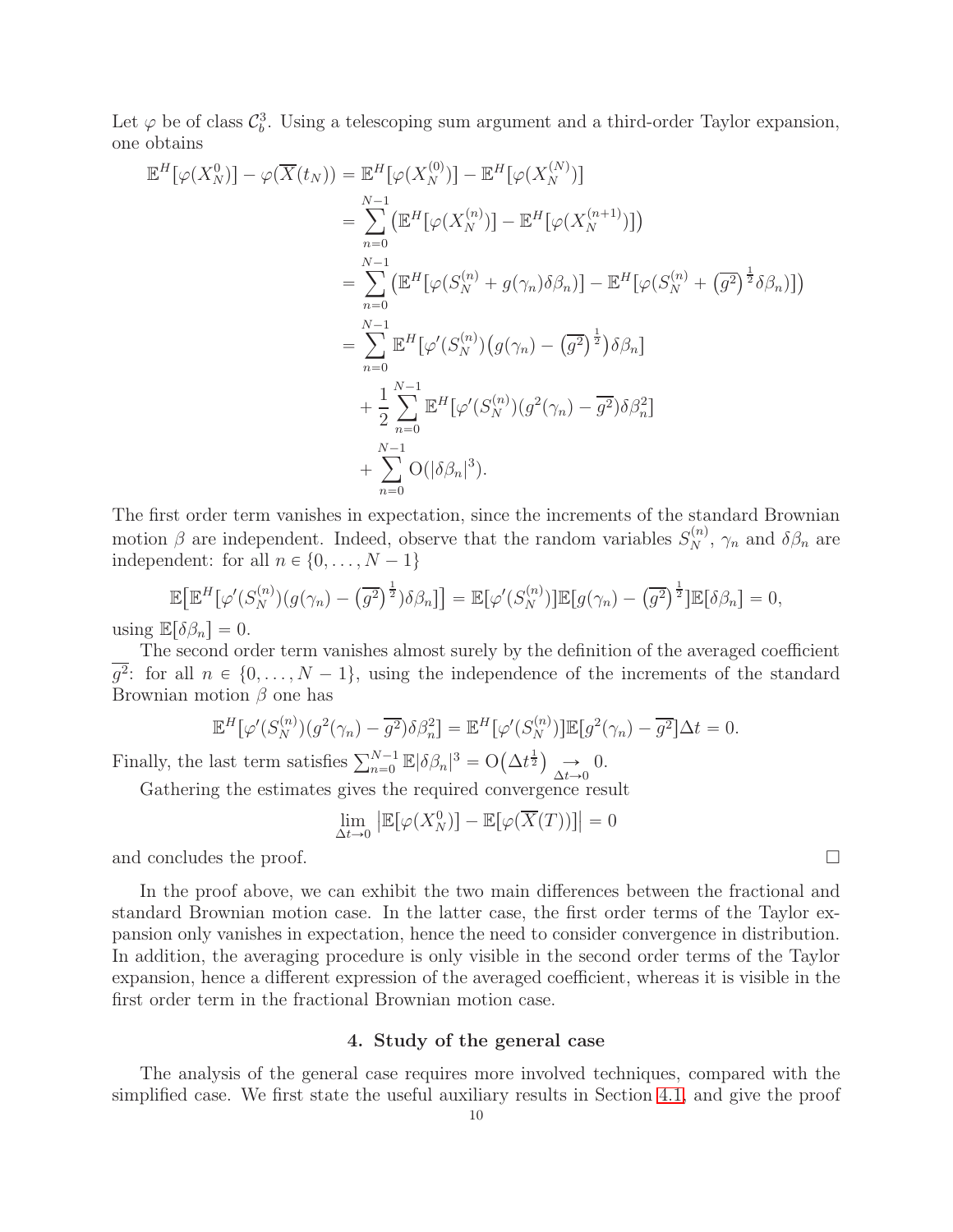Let $\varphi$ be of class $\mathcal{C}_b^3$. Using a telescoping sum argument and a third-order Taylor expansion, one obtains

$$
\begin{aligned}
\mathbb{E}^H[\varphi(X_N^0)] - \varphi(\overline{X}(t_N)) &= \mathbb{E}^H[\varphi(X_N^{(0)})] - \mathbb{E}^H[\varphi(X_N^{(N)})] \\
&= \sum_{n=0}^{N-1} \big(\mathbb{E}^H[\varphi(X_N^{(n)})] - \mathbb{E}^H[\varphi(X_N^{(n+1)})]\big) \\
&= \sum_{n=0}^{N-1} \big(\mathbb{E}^H[\varphi(S_N^{(n)} + g(\gamma_n)\delta\beta_n)] - \mathbb{E}^H[\varphi(S_N^{(n)} + \big(\overline{g^2}\big)^{\frac{1}{2}}\delta\beta_n)]\big) \\
&= \sum_{n=0}^{N-1} \mathbb{E}^H[\varphi'(S_N^{(n)})\big(g(\gamma_n) - \big(\overline{g^2}\big)^{\frac{1}{2}}\big)\delta\beta_n] \\
&\quad + \frac{1}{2}\sum_{n=0}^{N-1} \mathbb{E}^H[\varphi'(S_N^{(n)})(g^2(\gamma_n) - \overline{g^2})\delta\beta_n^2] \\
&\quad + \sum_{n=0}^{N-1} \mathrm{O}(|\delta\beta_n|^3).
\end{aligned}
$$

The first order term vanishes in expectation, since the increments of the standard Brownian motion $\beta$ are independent. Indeed, observe that the random variables $S_N^{(n)}$, $\gamma_n$ and $\delta\beta_n$ are independent: for all $n \in \{0, \ldots, N-1\}$

$$
\mathbb{E}\big[\mathbb{E}^H[\varphi'(S_N^{(n)})(g(\gamma_n) - \big(\overline{g^2}\big)^{\frac{1}{2}})\delta\beta_n]\big] = \mathbb{E}[\varphi'(S_N^{(n)})]\mathbb{E}[g(\gamma_n) - \big(\overline{g^2}\big)^{\frac{1}{2}}]\mathbb{E}[\delta\beta_n] = 0,
$$

using $\mathbb{E}[\delta\beta_n] = 0$.

The second order term vanishes almost surely by the definition of the averaged coefficient $\overline{g^2}$: for all $n \in \{0, \ldots, N-1\}$, using the independence of the increments of the standard Brownian motion $\beta$ one has

$$
\mathbb{E}^H[\varphi'(S_N^{(n)})(g^2(\gamma_n) - \overline{g^2})\delta\beta_n^2] = \mathbb{E}^H[\varphi'(S_N^{(n)})]\mathbb{E}[g^2(\gamma_n) - \overline{g^2}]\Delta t = 0.
$$

Finally, the last term satisfies $\sum_{n=0}^{N-1} \mathbb{E}|\delta\beta_n|^3 = \mathrm{O}\big(\Delta t^{\frac{1}{2}}\big) \underset{\Delta t \to 0}{\to} 0$.

Gathering the estimates gives the required convergence result

$$
\lim_{\Delta t \to 0} \big|\mathbb{E}[\varphi(X_N^0)] - \mathbb{E}[\varphi(\overline{X}(T))]\big| = 0
$$

and concludes the proof. $\square$

In the proof above, we can exhibit the two main differences between the fractional and standard Brownian motion case. In the latter case, the first order terms of the Taylor expansion only vanishes in expectation, hence the need to consider convergence in distribution. In addition, the averaging procedure is only visible in the second order terms of the Taylor expansion, hence a different expression of the averaged coefficient, whereas it is visible in the first order term in the fractional Brownian motion case.

## 4. Study of the general case

The analysis of the general case requires more involved techniques, compared with the simplified case. We first state the useful auxiliary results in Section 4.1, and give the proof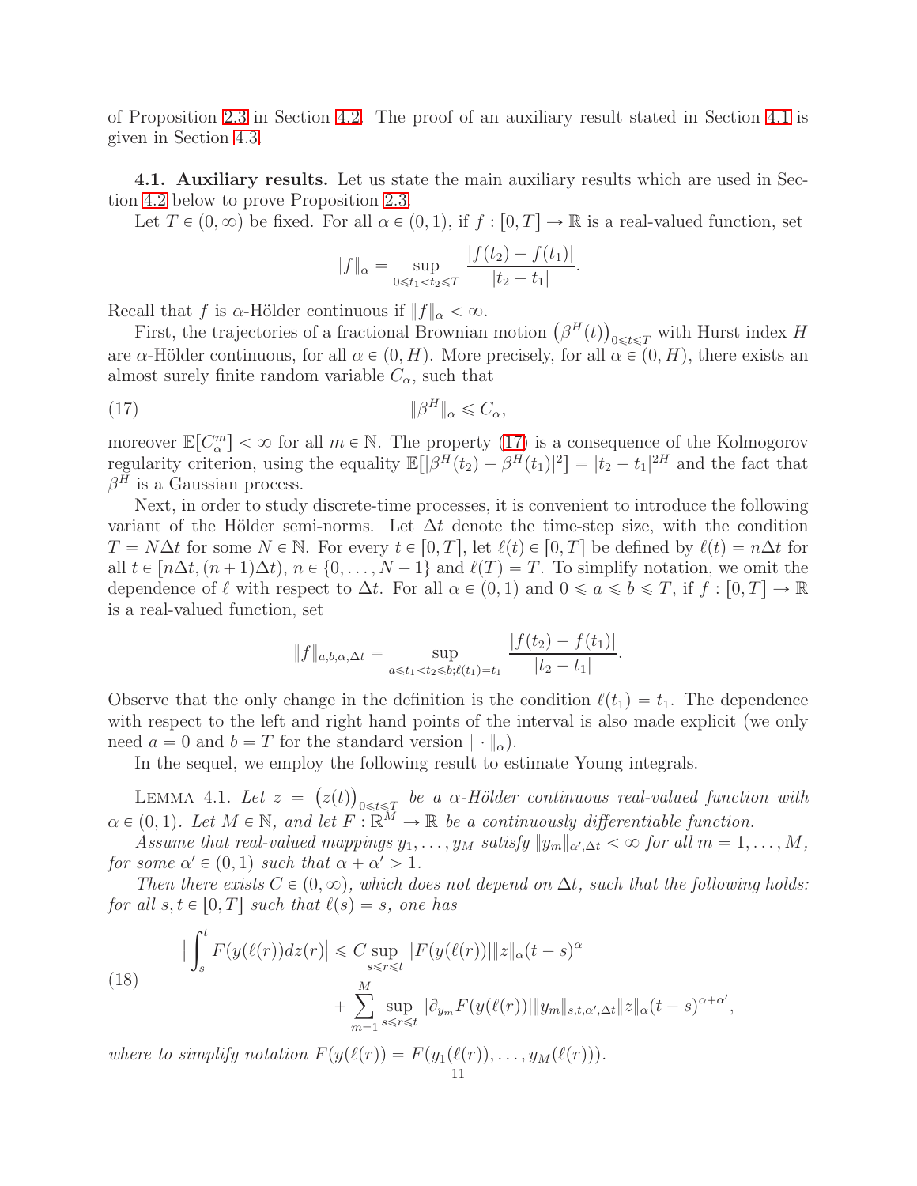of Proposition 2.3 in Section 4.2. The proof of an auxiliary result stated in Section 4.1 is given in Section 4.3.

### 4.1. Auxiliary results.

Let us state the main auxiliary results which are used in Section 4.2 below to prove Proposition 2.3.

Let $T \in (0,\infty)$ be fixed. For all $\alpha \in (0,1)$, if $f : [0,T] \to \mathbb{R}$ is a real-valued function, set

$$\|f\|_\alpha = \sup_{0 \leqslant t_1 < t_2 \leqslant T} \frac{|f(t_2) - f(t_1)|}{|t_2 - t_1|}.$$

Recall that $f$ is $\alpha$-Hölder continuous if $\|f\|_\alpha < \infty$.

First, the trajectories of a fractional Brownian motion $\big(\beta^H(t)\big)_{0 \leqslant t \leqslant T}$ with Hurst index $H$ are $\alpha$-Hölder continuous, for all $\alpha \in (0,H)$. More precisely, for all $\alpha \in (0,H)$, there exists an almost surely finite random variable $C_\alpha$, such that

$$\|\beta^H\|_\alpha \leqslant C_\alpha, \tag{17}$$

moreover $\mathbb{E}[C_\alpha^m] < \infty$ for all $m \in \mathbb{N}$. The property (17) is a consequence of the Kolmogorov regularity criterion, using the equality $\mathbb{E}[|\beta^H(t_2) - \beta^H(t_1)|^2] = |t_2 - t_1|^{2H}$ and the fact that $\beta^H$ is a Gaussian process.

Next, in order to study discrete-time processes, it is convenient to introduce the following variant of the Hölder semi-norms. Let $\Delta t$ denote the time-step size, with the condition $T = N\Delta t$ for some $N \in \mathbb{N}$. For every $t \in [0,T]$, let $\ell(t) \in [0,T]$ be defined by $\ell(t) = n\Delta t$ for all $t \in [n\Delta t, (n+1)\Delta t)$, $n \in \{0,\ldots,N-1\}$ and $\ell(T) = T$. To simplify notation, we omit the dependence of $\ell$ with respect to $\Delta t$. For all $\alpha \in (0,1)$ and $0 \leqslant a \leqslant b \leqslant T$, if $f : [0,T] \to \mathbb{R}$ is a real-valued function, set

$$\|f\|_{a,b,\alpha,\Delta t} = \sup_{a \leqslant t_1 < t_2 \leqslant b; \ell(t_1) = t_1} \frac{|f(t_2) - f(t_1)|}{|t_2 - t_1|}.$$

Observe that the only change in the definition is the condition $\ell(t_1) = t_1$. The dependence with respect to the left and right hand points of the interval is also made explicit (we only need $a = 0$ and $b = T$ for the standard version $\|\cdot\|_\alpha$).

In the sequel, we employ the following result to estimate Young integrals.

Lemma 4.1. *Let $z = \big(z(t)\big)_{0 \leqslant t \leqslant T}$ be a $\alpha$-Hölder continuous real-valued function with $\alpha \in (0,1)$. Let $M \in \mathbb{N}$, and let $F : \mathbb{R}^M \to \mathbb{R}$ be a continuously differentiable function.*

*Assume that real-valued mappings $y_1,\ldots,y_M$ satisfy $\|y_m\|_{\alpha',\Delta t} < \infty$ for all $m = 1,\ldots,M$, for some $\alpha' \in (0,1)$ such that $\alpha + \alpha' > 1$.*

*Then there exists $C \in (0,\infty)$, which does not depend on $\Delta t$, such that the following holds: for all $s,t \in [0,T]$ such that $\ell(s) = s$, one has*

$$\begin{aligned}
\Big|\int_s^t F(y(\ell(r)) dz(r)\Big| &\leqslant C \sup_{s \leqslant r \leqslant t} |F(y(\ell(r))| \|z\|_\alpha (t-s)^\alpha \\
&\quad + \sum_{m=1}^M \sup_{s \leqslant r \leqslant t} |\partial_{y_m} F(y(\ell(r))| \|y_m\|_{s,t,\alpha',\Delta t} \|z\|_\alpha (t-s)^{\alpha+\alpha'},
\end{aligned} \tag{18}$$

*where to simplify notation $F(y(\ell(r)) = F(y_1(\ell(r)),\ldots,y_M(\ell(r)))$.*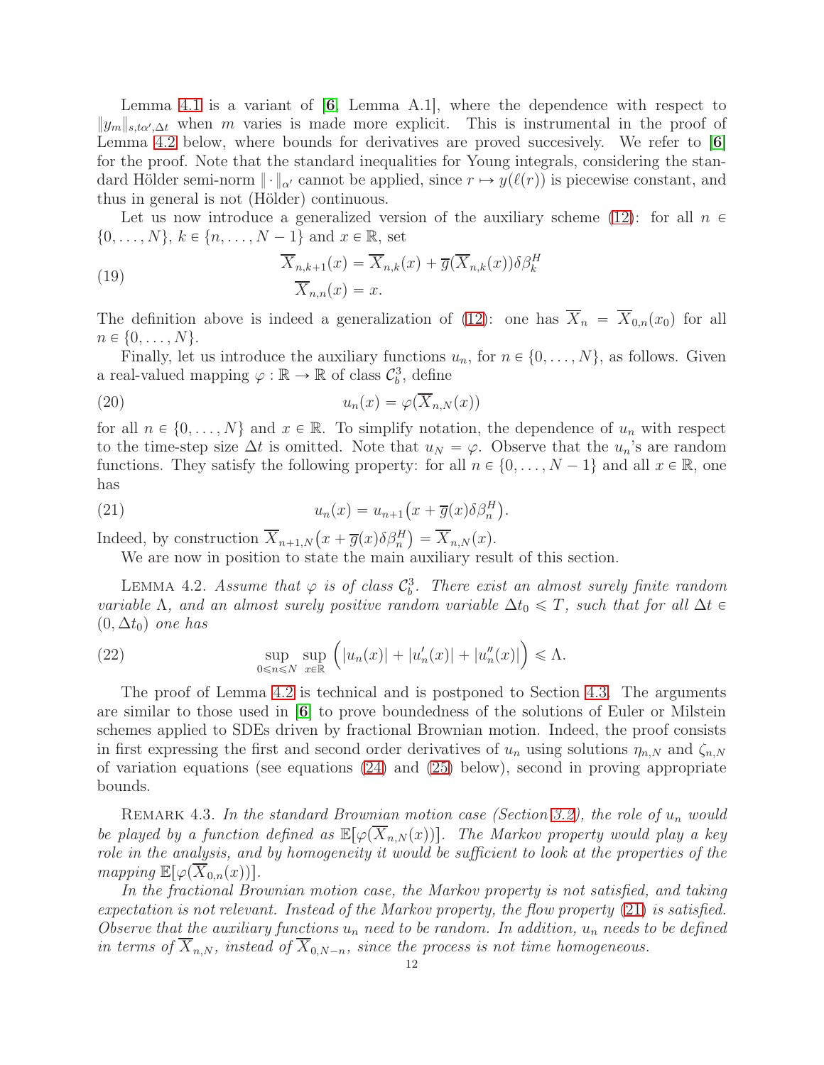Lemma 4.1 is a variant of [6, Lemma A.1], where the dependence with respect to $\|y_m\|_{s,t\alpha',\Delta t}$ when $m$ varies is made more explicit. This is instrumental in the proof of Lemma 4.2 below, where bounds for derivatives are proved succesively. We refer to [6] for the proof. Note that the standard inequalities for Young integrals, considering the standard Hölder semi-norm $\|\cdot\|_{\alpha'}$ cannot be applied, since $r \mapsto y(\ell(r))$ is piecewise constant, and thus in general is not (Hölder) continuous.

Let us now introduce a generalized version of the auxiliary scheme (12): for all $n \in \{0, \ldots, N\}$, $k \in \{n, \ldots, N-1\}$ and $x \in \mathbb{R}$, set

$$
\begin{aligned}
\overline{X}_{n,k+1}(x) &= \overline{X}_{n,k}(x) + \overline{g}(\overline{X}_{n,k}(x))\delta\beta_k^H \\
\overline{X}_{n,n}(x) &= x.
\end{aligned}
\tag{19}
$$

The definition above is indeed a generalization of (12): one has $\overline{X}_n = \overline{X}_{0,n}(x_0)$ for all $n \in \{0, \ldots, N\}$.

Finally, let us introduce the auxiliary functions $u_n$, for $n \in \{0, \ldots, N\}$, as follows. Given a real-valued mapping $\varphi : \mathbb{R} \to \mathbb{R}$ of class $\mathcal{C}_b^3$, define

$$
u_n(x) = \varphi(\overline{X}_{n,N}(x)) \tag{20}
$$

for all $n \in \{0, \ldots, N\}$ and $x \in \mathbb{R}$. To simplify notation, the dependence of $u_n$ with respect to the time-step size $\Delta t$ is omitted. Note that $u_N = \varphi$. Observe that the $u_n$'s are random functions. They satisfy the following property: for all $n \in \{0, \ldots, N-1\}$ and all $x \in \mathbb{R}$, one has

$$
u_n(x) = u_{n+1}\big(x + \overline{g}(x)\delta\beta_n^H\big). \tag{21}
$$

Indeed, by construction $\overline{X}_{n+1,N}\big(x + \overline{g}(x)\delta\beta_n^H\big) = \overline{X}_{n,N}(x)$.

We are now in position to state the main auxiliary result of this section.

Lemma 4.2. *Assume that $\varphi$ is of class $\mathcal{C}_b^3$. There exist an almost surely finite random variable $\Lambda$, and an almost surely positive random variable $\Delta t_0 \leqslant T$, such that for all $\Delta t \in (0, \Delta t_0)$ one has*

$$
\sup_{0 \leqslant n \leqslant N} \sup_{x \in \mathbb{R}} \Big( |u_n(x)| + |u_n'(x)| + |u_n''(x)| \Big) \leqslant \Lambda. \tag{22}
$$

The proof of Lemma 4.2 is technical and is postponed to Section 4.3. The arguments are similar to those used in [6] to prove boundedness of the solutions of Euler or Milstein schemes applied to SDEs driven by fractional Brownian motion. Indeed, the proof consists in first expressing the first and second order derivatives of $u_n$ using solutions $\eta_{n,N}$ and $\zeta_{n,N}$ of variation equations (see equations (24) and (25) below), second in proving appropriate bounds.

Remark 4.3. *In the standard Brownian motion case (Section 3.2), the role of $u_n$ would be played by a function defined as $\mathbb{E}[\varphi(\overline{X}_{n,N}(x))]$. The Markov property would play a key role in the analysis, and by homogeneity it would be sufficient to look at the properties of the mapping $\mathbb{E}[\varphi(\overline{X}_{0,n}(x))]$.*

*In the fractional Brownian motion case, the Markov property is not satisfied, and taking expectation is not relevant. Instead of the Markov property, the flow property (21) is satisfied. Observe that the auxiliary functions $u_n$ need to be random. In addition, $u_n$ needs to be defined in terms of $\overline{X}_{n,N}$, instead of $\overline{X}_{0,N-n}$, since the process is not time homogeneous.*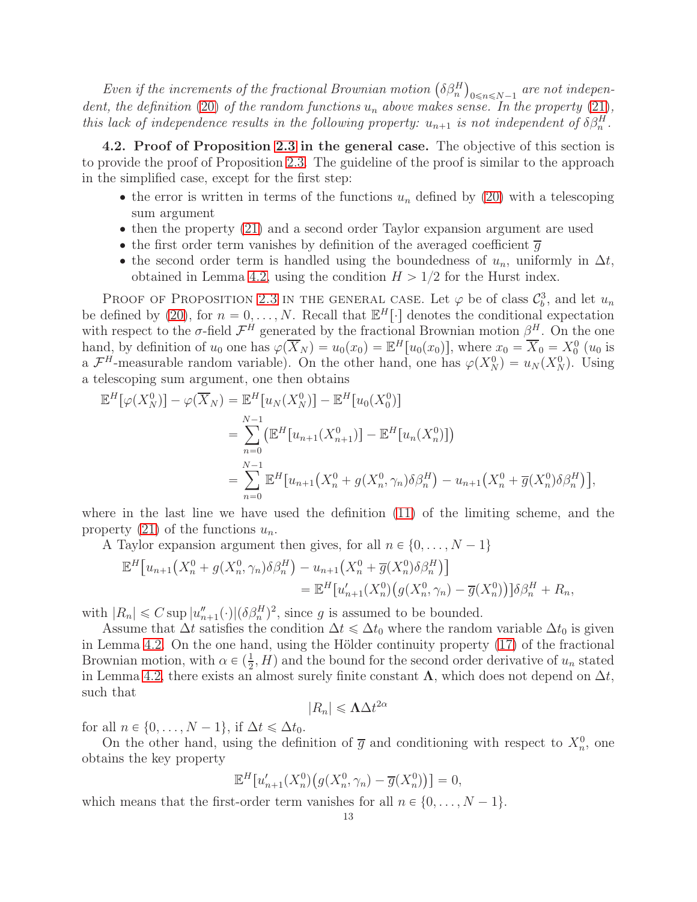*Even if the increments of the fractional Brownian motion $\left(\delta\beta_n^H\right)_{0\leqslant n\leqslant N-1}$ are not independent, the definition (20) of the random functions $u_n$ above makes sense. In the property (21), this lack of independence results in the following property: $u_{n+1}$ is not independent of $\delta\beta_n^H$.*

**4.2. Proof of Proposition 2.3 in the general case.** The objective of this section is to provide the proof of Proposition 2.3. The guideline of the proof is similar to the approach in the simplified case, except for the first step:

- the error is written in terms of the functions $u_n$ defined by (20) with a telescoping sum argument
- then the property (21) and a second order Taylor expansion argument are used
- the first order term vanishes by definition of the averaged coefficient $\overline{g}$
- the second order term is handled using the boundedness of $u_n$, uniformly in $\Delta t$, obtained in Lemma 4.2, using the condition $H > 1/2$ for the Hurst index.

Proof of Proposition 2.3 in the general case. Let $\varphi$ be of class $\mathcal{C}_b^3$, and let $u_n$ be defined by (20), for $n = 0, \ldots, N$. Recall that $\mathbb{E}^H[\cdot]$ denotes the conditional expectation with respect to the $\sigma$-field $\mathcal{F}^H$ generated by the fractional Brownian motion $\beta^H$. On the one hand, by definition of $u_0$ one has $\varphi(\overline{X}_N) = u_0(x_0) = \mathbb{E}^H[u_0(x_0)]$, where $x_0 = \overline{X}_0 = X_0^0$ ($u_0$ is a $\mathcal{F}^H$-measurable random variable). On the other hand, one has $\varphi(X_N^0) = u_N(X_N^0)$. Using a telescoping sum argument, one then obtains

$$
\begin{aligned}
\mathbb{E}^H[\varphi(X_N^0)] - \varphi(\overline{X}_N) &= \mathbb{E}^H[u_N(X_N^0)] - \mathbb{E}^H[u_0(X_0^0)] \\
&= \sum_{n=0}^{N-1} \left(\mathbb{E}^H[u_{n+1}(X_{n+1}^0)] - \mathbb{E}^H[u_n(X_n^0)]\right) \\
&= \sum_{n=0}^{N-1} \mathbb{E}^H\big[u_{n+1}\big(X_n^0 + g(X_n^0,\gamma_n)\delta\beta_n^H\big) - u_{n+1}\big(X_n^0 + \overline{g}(X_n^0)\delta\beta_n^H\big)\big],
\end{aligned}
$$

where in the last line we have used the definition (11) of the limiting scheme, and the property (21) of the functions $u_n$.

A Taylor expansion argument then gives, for all $n \in \{0, \ldots, N-1\}$

$$
\begin{aligned}
\mathbb{E}^H\big[u_{n+1}\big(X_n^0 + g(X_n^0,\gamma_n)\delta\beta_n^H\big) &- u_{n+1}\big(X_n^0 + \overline{g}(X_n^0)\delta\beta_n^H\big)\big] \\
&= \mathbb{E}^H[u_{n+1}'(X_n^0)\big(g(X_n^0,\gamma_n) - \overline{g}(X_n^0)\big)]\delta\beta_n^H + R_n,
\end{aligned}
$$

with $|R_n| \leqslant C \sup |u_{n+1}''(\cdot)|(\delta\beta_n^H)^2$, since $g$ is assumed to be bounded.

Assume that $\Delta t$ satisfies the condition $\Delta t \leqslant \Delta t_0$ where the random variable $\Delta t_0$ is given in Lemma 4.2. On the one hand, using the Hölder continuity property (17) of the fractional Brownian motion, with $\alpha \in (\frac{1}{2}, H)$ and the bound for the second order derivative of $u_n$ stated in Lemma 4.2, there exists an almost surely finite constant $\mathbf{\Lambda}$, which does not depend on $\Delta t$, such that

$$
|R_n| \leqslant \mathbf{\Lambda}\Delta t^{2\alpha}
$$

for all $n \in \{0, \ldots, N-1\}$, if $\Delta t \leqslant \Delta t_0$.

On the other hand, using the definition of $\overline{g}$ and conditioning with respect to $X_n^0$, one obtains the key property

$$
\mathbb{E}^H[u_{n+1}'(X_n^0)\big(g(X_n^0,\gamma_n) - \overline{g}(X_n^0)\big)] = 0,
$$

which means that the first-order term vanishes for all $n \in \{0, \ldots, N-1\}$.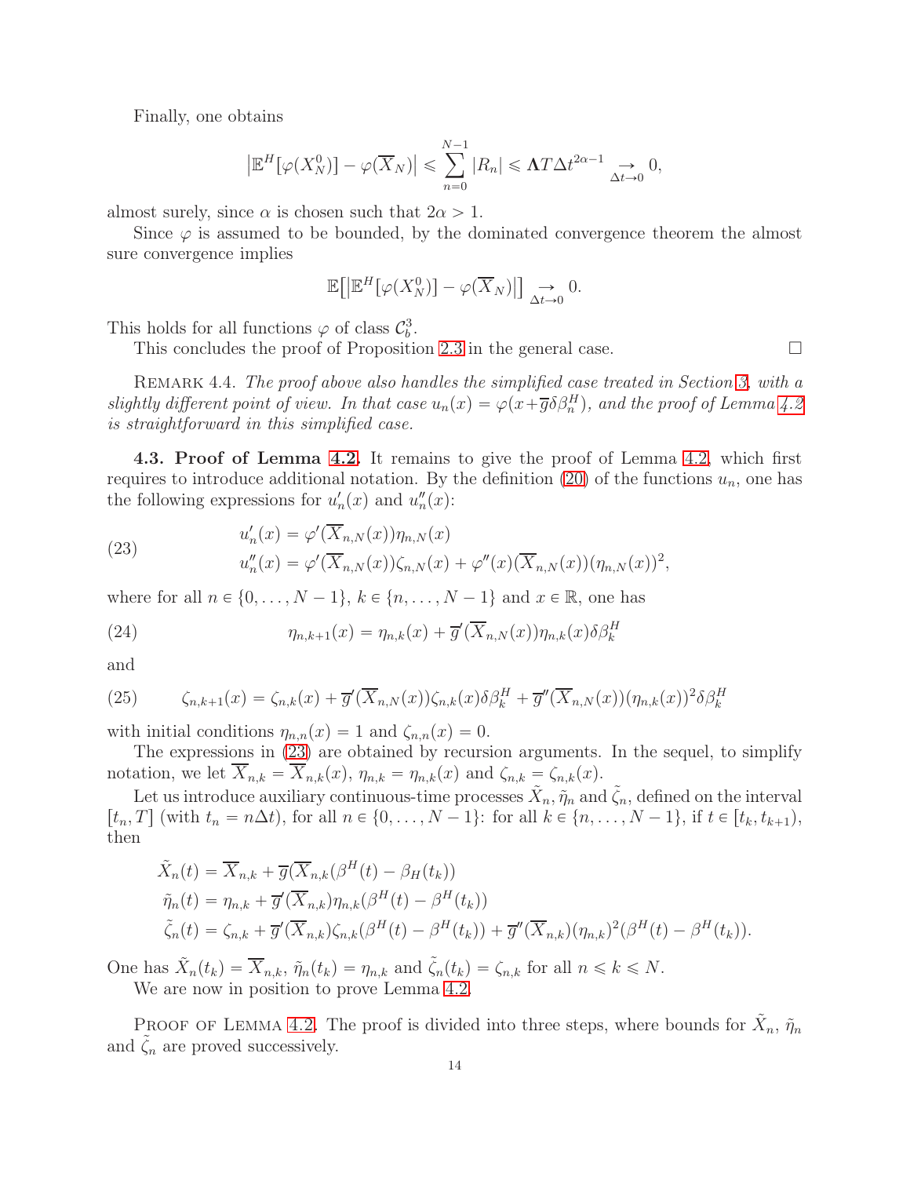Finally, one obtains

$$\left|\mathbb{E}^H[\varphi(X_N^0)] - \varphi(\overline{X}_N)\right| \leqslant \sum_{n=0}^{N-1} |R_n| \leqslant \mathbf{\Lambda} T \Delta t^{2\alpha-1} \underset{\Delta t\to 0}{\to} 0,$$

almost surely, since $\alpha$ is chosen such that $2\alpha > 1$.

Since $\varphi$ is assumed to be bounded, by the dominated convergence theorem the almost sure convergence implies

$$\mathbb{E}\big[\left|\mathbb{E}^H[\varphi(X_N^0)] - \varphi(\overline{X}_N)\right|\big] \underset{\Delta t\to 0}{\to} 0.$$

This holds for all functions $\varphi$ of class $\mathcal{C}_b^3$.

This concludes the proof of Proposition 2.3 in the general case. □

Remark 4.4. *The proof above also handles the simplified case treated in Section 3, with a slightly different point of view. In that case $u_n(x) = \varphi(x + \overline{g}\delta\beta_n^H)$, and the proof of Lemma 4.2 is straightforward in this simplified case.*

**4.3. Proof of Lemma 4.2.** It remains to give the proof of Lemma 4.2, which first requires to introduce additional notation. By the definition (20) of the functions $u_n$, one has the following expressions for $u_n'(x)$ and $u_n''(x)$:

$$\begin{aligned} u_n'(x) &= \varphi'(\overline{X}_{n,N}(x))\eta_{n,N}(x) \\ u_n''(x) &= \varphi'(\overline{X}_{n,N}(x))\zeta_{n,N}(x) + \varphi''(x)(\overline{X}_{n,N}(x))(\eta_{n,N}(x))^2, \end{aligned} \tag{23}$$

where for all $n \in \{0, \ldots, N-1\}$, $k \in \{n, \ldots, N-1\}$ and $x \in \mathbb{R}$, one has

$$\eta_{n,k+1}(x) = \eta_{n,k}(x) + \overline{g}'(\overline{X}_{n,N}(x))\eta_{n,k}(x)\delta\beta_k^H \tag{24}$$

and

$$\zeta_{n,k+1}(x) = \zeta_{n,k}(x) + \overline{g}'(\overline{X}_{n,N}(x))\zeta_{n,k}(x)\delta\beta_k^H + \overline{g}''(\overline{X}_{n,N}(x))(\eta_{n,k}(x))^2\delta\beta_k^H \tag{25}$$

with initial conditions $\eta_{n,n}(x) = 1$ and $\zeta_{n,n}(x) = 0$.

The expressions in (23) are obtained by recursion arguments. In the sequel, to simplify notation, we let $\overline{X}_{n,k} = \overline{X}_{n,k}(x)$, $\eta_{n,k} = \eta_{n,k}(x)$ and $\zeta_{n,k} = \zeta_{n,k}(x)$.

Let us introduce auxiliary continuous-time processes $\tilde{X}_n$, $\tilde{\eta}_n$ and $\tilde{\zeta}_n$, defined on the interval $[t_n, T]$ (with $t_n = n\Delta t$), for all $n \in \{0, \ldots, N-1\}$: for all $k \in \{n, \ldots, N-1\}$, if $t \in [t_k, t_{k+1})$, then

$$\begin{aligned} \tilde{X}_n(t) &= \overline{X}_{n,k} + \overline{g}(\overline{X}_{n,k}(\beta^H(t) - \beta_H(t_k)) \\ \tilde{\eta}_n(t) &= \eta_{n,k} + \overline{g}'(\overline{X}_{n,k})\eta_{n,k}(\beta^H(t) - \beta^H(t_k)) \\ \tilde{\zeta}_n(t) &= \zeta_{n,k} + \overline{g}'(\overline{X}_{n,k})\zeta_{n,k}(\beta^H(t) - \beta^H(t_k)) + \overline{g}''(\overline{X}_{n,k})(\eta_{n,k})^2(\beta^H(t) - \beta^H(t_k)). \end{aligned}$$

One has $\tilde{X}_n(t_k) = \overline{X}_{n,k}$, $\tilde{\eta}_n(t_k) = \eta_{n,k}$ and $\tilde{\zeta}_n(t_k) = \zeta_{n,k}$ for all $n \leqslant k \leqslant N$.

We are now in position to prove Lemma 4.2.

Proof of Lemma 4.2. The proof is divided into three steps, where bounds for $\tilde{X}_n$, $\tilde{\eta}_n$ and $\tilde{\zeta}_n$ are proved successively.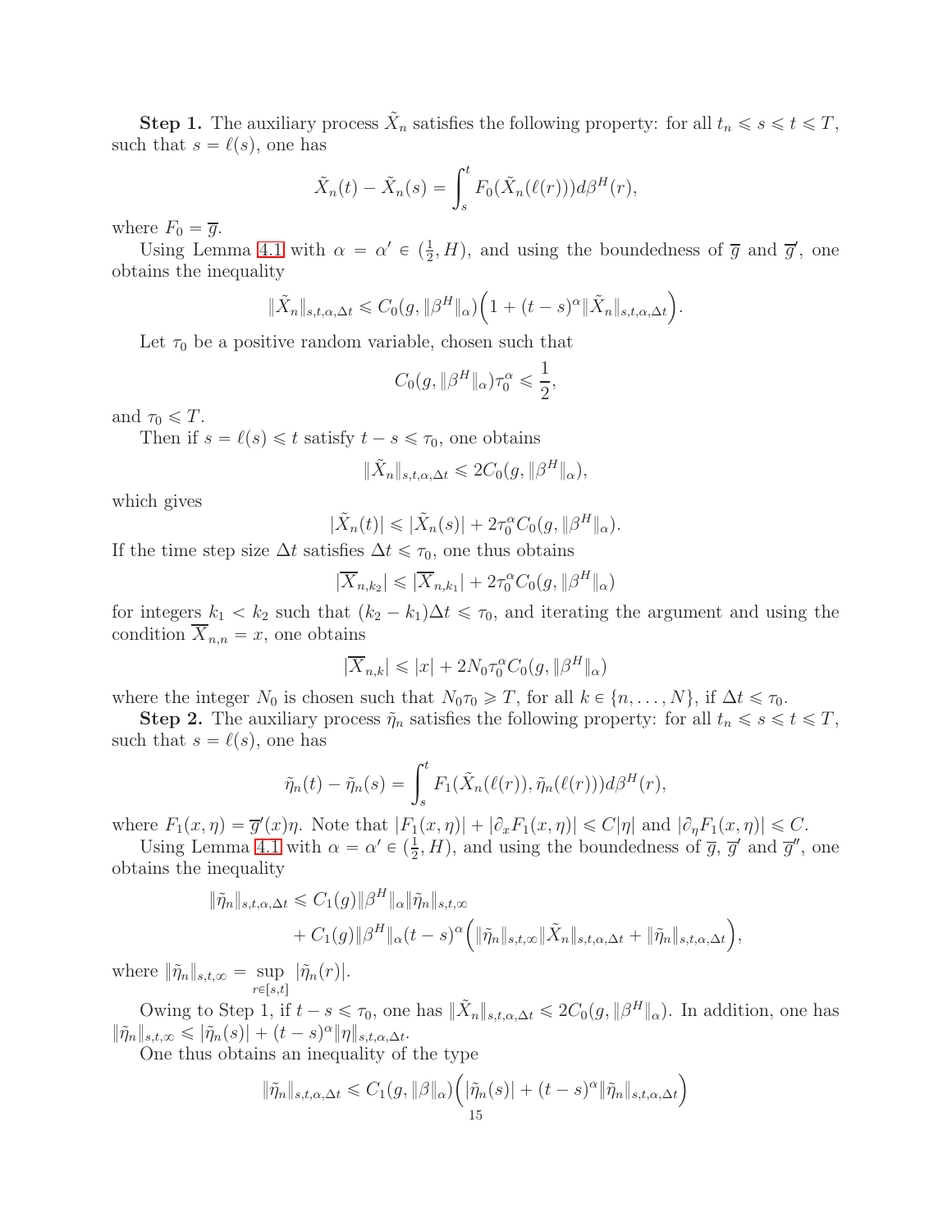**Step 1.** The auxiliary process $\tilde{X}_n$ satisfies the following property: for all $t_n \leqslant s \leqslant t \leqslant T$, such that $s = \ell(s)$, one has

$$\tilde{X}_n(t) - \tilde{X}_n(s) = \int_s^t F_0(\tilde{X}_n(\ell(r)))d\beta^H(r),$$

where $F_0 = \overline{g}$.

Using Lemma 4.1 with $\alpha = \alpha' \in (\frac{1}{2}, H)$, and using the boundedness of $\overline{g}$ and $\overline{g}'$, one obtains the inequality

$$\|\tilde{X}_n\|_{s,t,\alpha,\Delta t} \leqslant C_0(g, \|\beta^H\|_\alpha)\Big(1 + (t-s)^\alpha \|\tilde{X}_n\|_{s,t,\alpha,\Delta t}\Big).$$

Let $\tau_0$ be a positive random variable, chosen such that

$$C_0(g, \|\beta^H\|_\alpha)\tau_0^\alpha \leqslant \frac{1}{2},$$

and $\tau_0 \leqslant T$.

Then if $s = \ell(s) \leqslant t$ satisfy $t - s \leqslant \tau_0$, one obtains

$$\|\tilde{X}_n\|_{s,t,\alpha,\Delta t} \leqslant 2C_0(g, \|\beta^H\|_\alpha),$$

which gives

$$|\tilde{X}_n(t)| \leqslant |\tilde{X}_n(s)| + 2\tau_0^\alpha C_0(g, \|\beta^H\|_\alpha).$$

If the time step size $\Delta t$ satisfies $\Delta t \leqslant \tau_0$, one thus obtains

$$|\overline{X}_{n,k_2}| \leqslant |\overline{X}_{n,k_1}| + 2\tau_0^\alpha C_0(g, \|\beta^H\|_\alpha)$$

for integers $k_1 < k_2$ such that $(k_2 - k_1)\Delta t \leqslant \tau_0$, and iterating the argument and using the condition $\overline{X}_{n,n} = x$, one obtains

$$|\overline{X}_{n,k}| \leqslant |x| + 2N_0\tau_0^\alpha C_0(g, \|\beta^H\|_\alpha)$$

where the integer $N_0$ is chosen such that $N_0\tau_0 \geqslant T$, for all $k \in \{n, \ldots, N\}$, if $\Delta t \leqslant \tau_0$.

**Step 2.** The auxiliary process $\tilde{\eta}_n$ satisfies the following property: for all $t_n \leqslant s \leqslant t \leqslant T$, such that $s = \ell(s)$, one has

$$\tilde{\eta}_n(t) - \tilde{\eta}_n(s) = \int_s^t F_1(\tilde{X}_n(\ell(r)), \tilde{\eta}_n(\ell(r)))d\beta^H(r),$$

where $F_1(x, \eta) = \overline{g}'(x)\eta$. Note that $|F_1(x,\eta)| + |\partial_x F_1(x,\eta)| \leqslant C|\eta|$ and $|\partial_\eta F_1(x,\eta)| \leqslant C$.

Using Lemma 4.1 with $\alpha = \alpha' \in (\frac{1}{2}, H)$, and using the boundedness of $\overline{g}$, $\overline{g}'$ and $\overline{g}''$, one obtains the inequality

$$\begin{aligned}
\|\tilde{\eta}_n\|_{s,t,\alpha,\Delta t} &\leqslant C_1(g)\|\beta^H\|_\alpha \|\tilde{\eta}_n\|_{s,t,\infty} \\
&\quad + C_1(g)\|\beta^H\|_\alpha (t-s)^\alpha \Big(\|\tilde{\eta}_n\|_{s,t,\infty}\|\tilde{X}_n\|_{s,t,\alpha,\Delta t} + \|\tilde{\eta}_n\|_{s,t,\alpha,\Delta t}\Big),
\end{aligned}$$

where $\|\tilde{\eta}_n\|_{s,t,\infty} = \sup_{r \in [s,t]} |\tilde{\eta}_n(r)|$.

Owing to Step 1, if $t - s \leqslant \tau_0$, one has $\|\tilde{X}_n\|_{s,t,\alpha,\Delta t} \leqslant 2C_0(g, \|\beta^H\|_\alpha)$. In addition, one has $\|\tilde{\eta}_n\|_{s,t,\infty} \leqslant |\tilde{\eta}_n(s)| + (t-s)^\alpha \|\eta\|_{s,t,\alpha,\Delta t}$.

One thus obtains an inequality of the type

$$\|\tilde{\eta}_n\|_{s,t,\alpha,\Delta t} \leqslant C_1(g, \|\beta\|_\alpha)\Big(|\tilde{\eta}_n(s)| + (t-s)^\alpha \|\tilde{\eta}_n\|_{s,t,\alpha,\Delta t}\Big)$$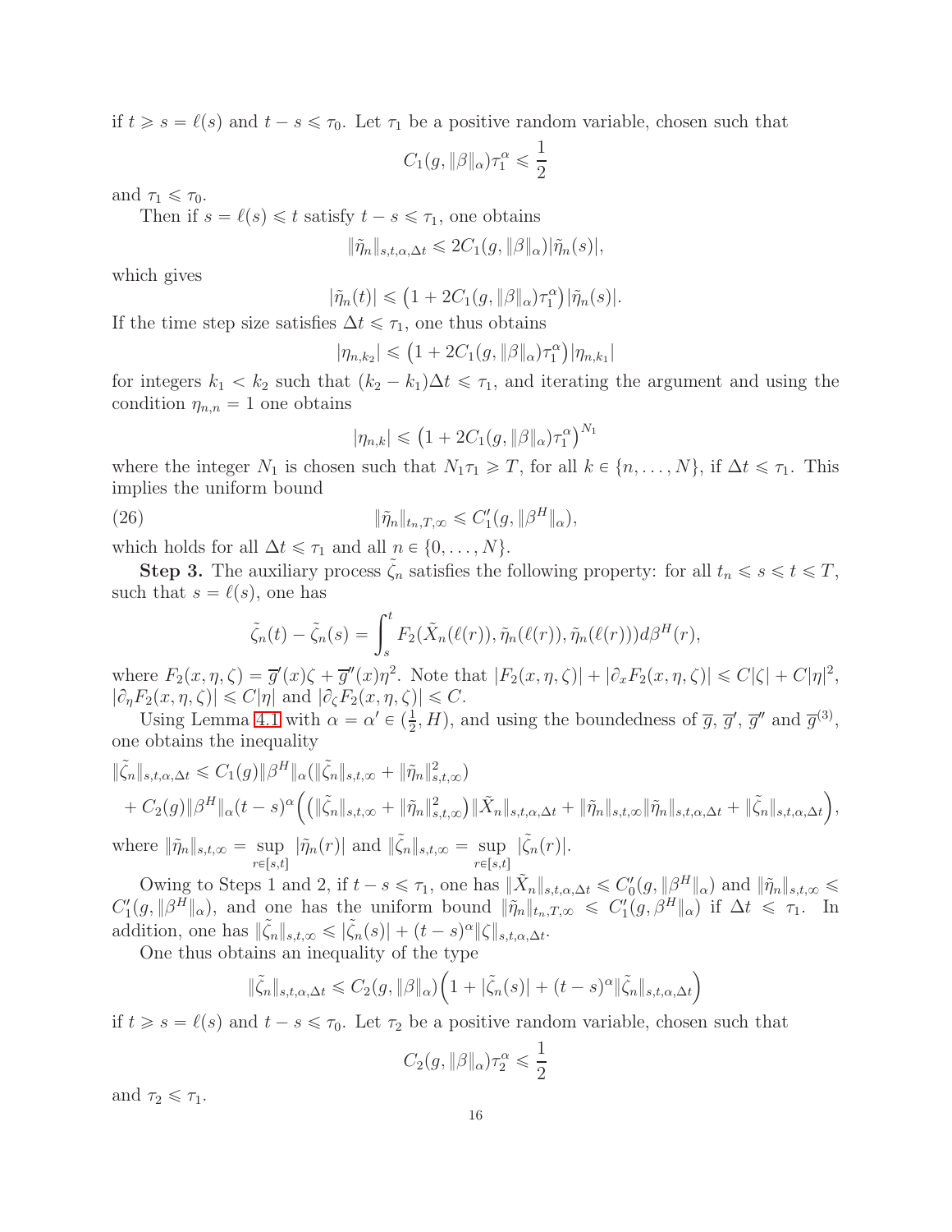if $t \geqslant s = \ell(s)$ and $t - s \leqslant \tau_0$. Let $\tau_1$ be a positive random variable, chosen such that

$$C_1(g, \|\beta\|_\alpha)\tau_1^\alpha \leqslant \frac{1}{2}$$

and $\tau_1 \leqslant \tau_0$.

Then if $s = \ell(s) \leqslant t$ satisfy $t - s \leqslant \tau_1$, one obtains

$$\|\tilde{\eta}_n\|_{s,t,\alpha,\Delta t} \leqslant 2C_1(g, \|\beta\|_\alpha)|\tilde{\eta}_n(s)|,$$

which gives

$$|\tilde{\eta}_n(t)| \leqslant \big(1 + 2C_1(g, \|\beta\|_\alpha)\tau_1^\alpha\big)|\tilde{\eta}_n(s)|.$$

If the time step size satisfies $\Delta t \leqslant \tau_1$, one thus obtains

$$|\eta_{n,k_2}| \leqslant \big(1 + 2C_1(g, \|\beta\|_\alpha)\tau_1^\alpha\big)|\eta_{n,k_1}|$$

for integers $k_1 < k_2$ such that $(k_2 - k_1)\Delta t \leqslant \tau_1$, and iterating the argument and using the condition $\eta_{n,n} = 1$ one obtains

$$|\eta_{n,k}| \leqslant \big(1 + 2C_1(g, \|\beta\|_\alpha)\tau_1^\alpha\big)^{N_1}$$

where the integer $N_1$ is chosen such that $N_1\tau_1 \geqslant T$, for all $k \in \{n, \ldots, N\}$, if $\Delta t \leqslant \tau_1$. This implies the uniform bound

$$\|\tilde{\eta}_n\|_{t_n,T,\infty} \leqslant C_1'(g, \|\beta^H\|_\alpha), \tag{26}$$

which holds for all $\Delta t \leqslant \tau_1$ and all $n \in \{0, \ldots, N\}$.

**Step 3.** The auxiliary process $\tilde{\zeta}_n$ satisfies the following property: for all $t_n \leqslant s \leqslant t \leqslant T$, such that $s = \ell(s)$, one has

$$\tilde{\zeta}_n(t) - \tilde{\zeta}_n(s) = \int_s^t F_2(\tilde{X}_n(\ell(r)), \tilde{\eta}_n(\ell(r)), \tilde{\eta}_n(\ell(r)))d\beta^H(r),$$

where $F_2(x, \eta, \zeta) = \overline{g}'(x)\zeta + \overline{g}''(x)\eta^2$. Note that $|F_2(x, \eta, \zeta)| + |\partial_x F_2(x, \eta, \zeta)| \leqslant C|\zeta| + C|\eta|^2$, $|\partial_\eta F_2(x, \eta, \zeta)| \leqslant C|\eta|$ and $|\partial_\zeta F_2(x, \eta, \zeta)| \leqslant C$.

Using Lemma 4.1 with $\alpha = \alpha' \in (\frac{1}{2}, H)$, and using the boundedness of $\overline{g}$, $\overline{g}'$, $\overline{g}''$ and $\overline{g}^{(3)}$, one obtains the inequality

$$\begin{aligned}
\|\tilde{\zeta}_n\|_{s,t,\alpha,\Delta t} &\leqslant C_1(g)\|\beta^H\|_\alpha(\|\tilde{\zeta}_n\|_{s,t,\infty} + \|\tilde{\eta}_n\|_{s,t,\infty}^2) \\
&+ C_2(g)\|\beta^H\|_\alpha(t-s)^\alpha\Big(\big(\|\tilde{\zeta}_n\|_{s,t,\infty} + \|\tilde{\eta}_n\|_{s,t,\infty}^2\big)\|\tilde{X}_n\|_{s,t,\alpha,\Delta t} + \|\tilde{\eta}_n\|_{s,t,\infty}\|\tilde{\eta}_n\|_{s,t,\alpha,\Delta t} + \|\tilde{\zeta}_n\|_{s,t,\alpha,\Delta t}\Big),
\end{aligned}$$

where $\|\tilde{\eta}_n\|_{s,t,\infty} = \sup_{r\in[s,t]} |\tilde{\eta}_n(r)|$ and $\|\tilde{\zeta}_n\|_{s,t,\infty} = \sup_{r\in[s,t]} |\tilde{\zeta}_n(r)|$.

Owing to Steps 1 and 2, if $t - s \leqslant \tau_1$, one has $\|\tilde{X}_n\|_{s,t,\alpha,\Delta t} \leqslant C_0'(g, \|\beta^H\|_\alpha)$ and $\|\tilde{\eta}_n\|_{s,t,\infty} \leqslant C_1'(g, \|\beta^H\|_\alpha)$, and one has the uniform bound $\|\tilde{\eta}_n\|_{t_n,T,\infty} \leqslant C_1'(g, \beta^H\|_\alpha)$ if $\Delta t \leqslant \tau_1$. In addition, one has $\|\tilde{\zeta}_n\|_{s,t,\infty} \leqslant |\tilde{\zeta}_n(s)| + (t-s)^\alpha\|\zeta\|_{s,t,\alpha,\Delta t}$.

One thus obtains an inequality of the type

$$\|\tilde{\zeta}_n\|_{s,t,\alpha,\Delta t} \leqslant C_2(g, \|\beta\|_\alpha)\Big(1 + |\tilde{\zeta}_n(s)| + (t-s)^\alpha\|\tilde{\zeta}_n\|_{s,t,\alpha,\Delta t}\Big)$$

if $t \geqslant s = \ell(s)$ and $t - s \leqslant \tau_0$. Let $\tau_2$ be a positive random variable, chosen such that

$$C_2(g, \|\beta\|_\alpha)\tau_2^\alpha \leqslant \frac{1}{2}$$

and $\tau_2 \leqslant \tau_1$.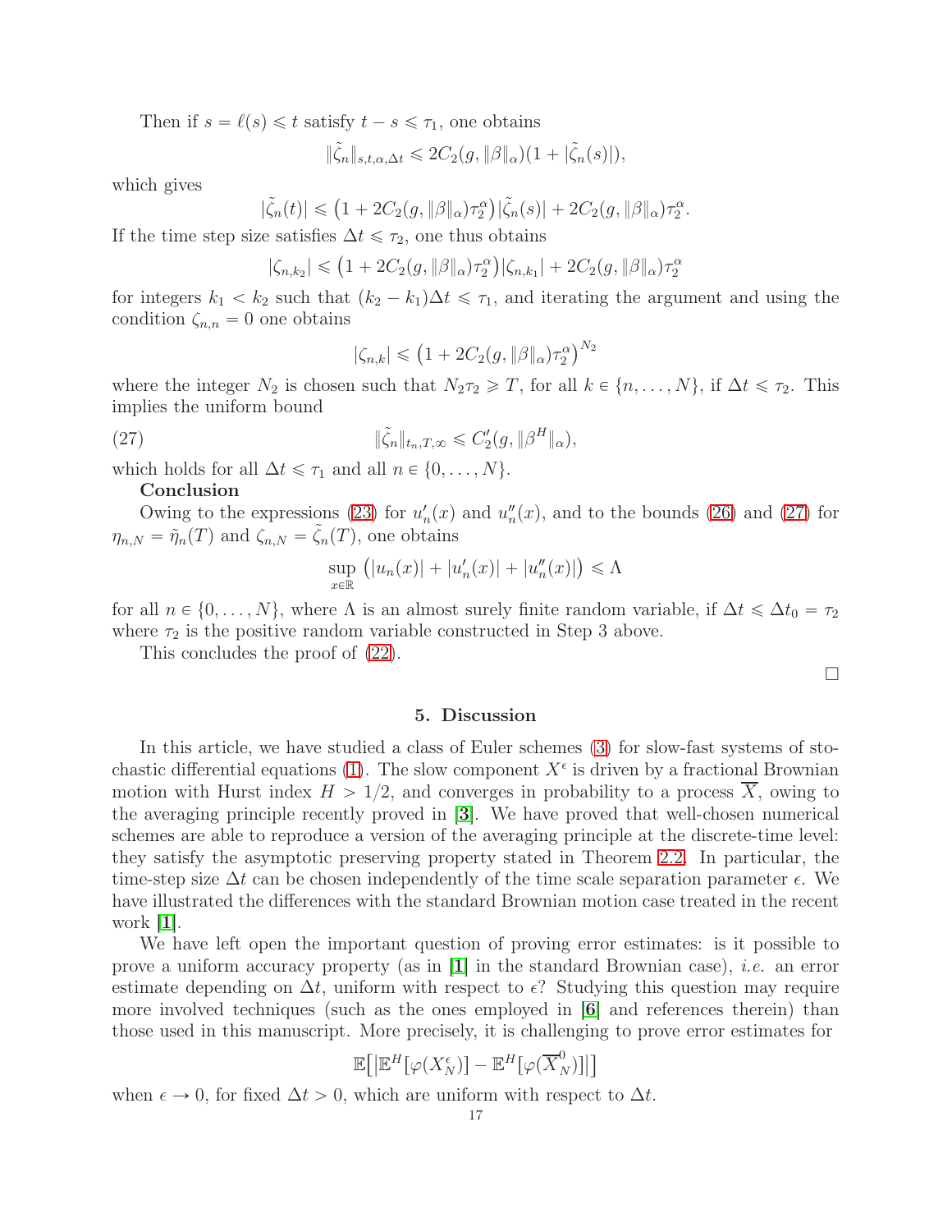Then if $s = \ell(s) \leqslant t$ satisfy $t - s \leqslant \tau_1$, one obtains

$$\|\tilde{\zeta}_n\|_{s,t,\alpha,\Delta t} \leqslant 2C_2(g, \|\beta\|_\alpha)(1 + |\tilde{\zeta}_n(s)|),$$

which gives

$$|\tilde{\zeta}_n(t)| \leqslant \big(1 + 2C_2(g, \|\beta\|_\alpha)\tau_2^\alpha\big)|\tilde{\zeta}_n(s)| + 2C_2(g, \|\beta\|_\alpha)\tau_2^\alpha.$$

If the time step size satisfies $\Delta t \leqslant \tau_2$, one thus obtains

$$|\zeta_{n,k_2}| \leqslant \big(1 + 2C_2(g, \|\beta\|_\alpha)\tau_2^\alpha\big)|\zeta_{n,k_1}| + 2C_2(g, \|\beta\|_\alpha)\tau_2^\alpha$$

for integers $k_1 < k_2$ such that $(k_2 - k_1)\Delta t \leqslant \tau_1$, and iterating the argument and using the condition $\zeta_{n,n} = 0$ one obtains

$$|\zeta_{n,k}| \leqslant \big(1 + 2C_2(g, \|\beta\|_\alpha)\tau_2^\alpha\big)^{N_2}$$

where the integer $N_2$ is chosen such that $N_2\tau_2 \geqslant T$, for all $k \in \{n, \ldots, N\}$, if $\Delta t \leqslant \tau_2$. This implies the uniform bound

$$\|\tilde{\zeta}_n\|_{t_n,T,\infty} \leqslant C_2'(g, \|\beta^H\|_\alpha), \tag{27}$$

which holds for all $\Delta t \leqslant \tau_1$ and all $n \in \{0, \ldots, N\}$.

**Conclusion**

Owing to the expressions (23) for $u_n'(x)$ and $u_n''(x)$, and to the bounds (26) and (27) for $\eta_{n,N} = \tilde{\eta}_n(T)$ and $\zeta_{n,N} = \tilde{\zeta}_n(T)$, one obtains

$$\sup_{x\in\mathbb{R}} \big(|u_n(x)| + |u_n'(x)| + |u_n''(x)|\big) \leqslant \Lambda$$

for all $n \in \{0, \ldots, N\}$, where $\Lambda$ is an almost surely finite random variable, if $\Delta t \leqslant \Delta t_0 = \tau_2$ where $\tau_2$ is the positive random variable constructed in Step 3 above.

This concludes the proof of (22).

□

## 5. Discussion

In this article, we have studied a class of Euler schemes (3) for slow-fast systems of stochastic differential equations (1). The slow component $X^\epsilon$ is driven by a fractional Brownian motion with Hurst index $H > 1/2$, and converges in probability to a process $\overline{X}$, owing to the averaging principle recently proved in [**3**]. We have proved that well-chosen numerical schemes are able to reproduce a version of the averaging principle at the discrete-time level: they satisfy the asymptotic preserving property stated in Theorem 2.2. In particular, the time-step size $\Delta t$ can be chosen independently of the time scale separation parameter $\epsilon$. We have illustrated the differences with the standard Brownian motion case treated in the recent work [**1**].

We have left open the important question of proving error estimates: is it possible to prove a uniform accuracy property (as in [**1**] in the standard Brownian case), *i.e.* an error estimate depending on $\Delta t$, uniform with respect to $\epsilon$? Studying this question may require more involved techniques (such as the ones employed in [**6**] and references therein) than those used in this manuscript. More precisely, it is challenging to prove error estimates for

$$\mathbb{E}\big[|\mathbb{E}^H[\varphi(X_N^\epsilon)] - \mathbb{E}^H[\varphi(\overline{X}_N^0)]|\big]$$

when $\epsilon \to 0$, for fixed $\Delta t > 0$, which are uniform with respect to $\Delta t$.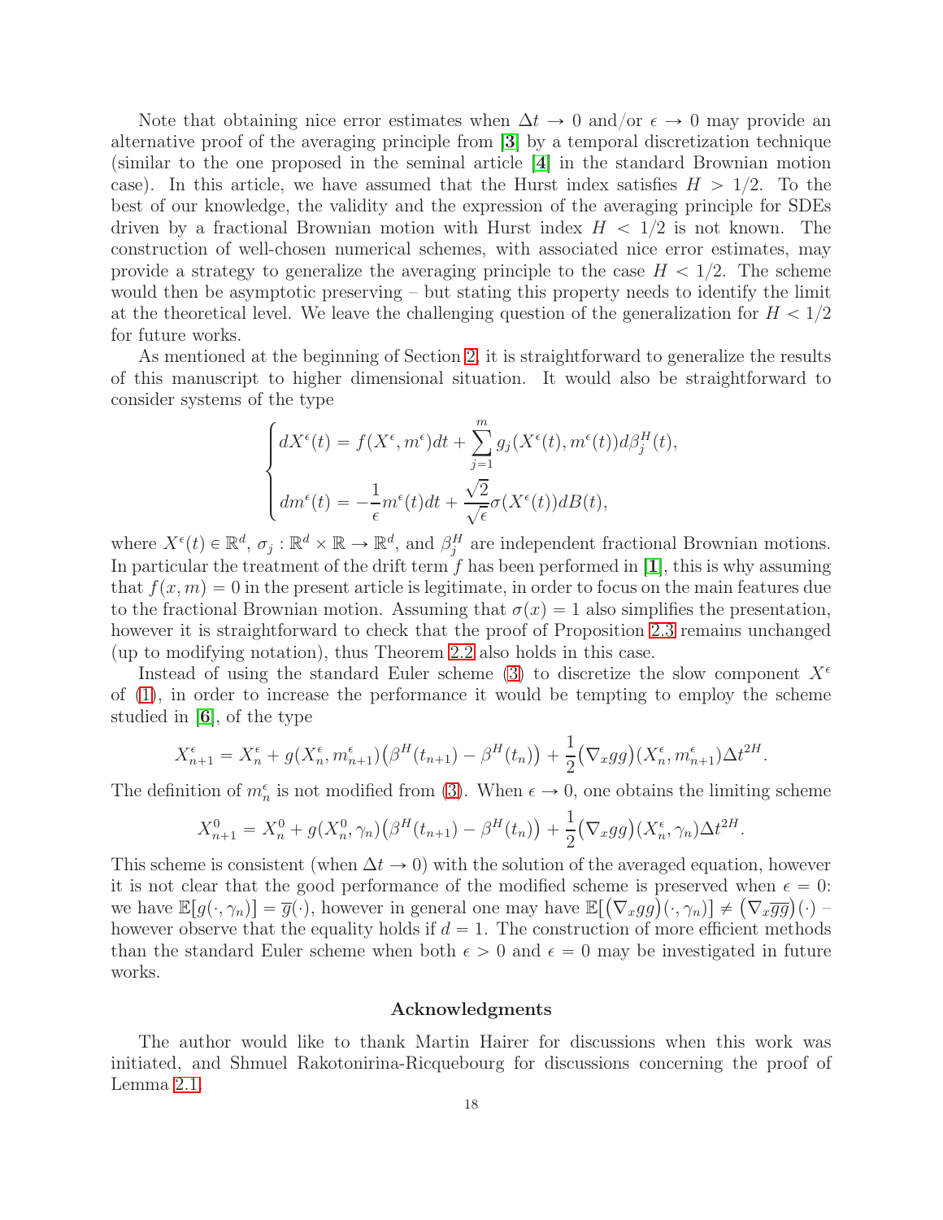Note that obtaining nice error estimates when $\Delta t \to 0$ and/or $\epsilon \to 0$ may provide an alternative proof of the averaging principle from [**3**] by a temporal discretization technique (similar to the one proposed in the seminal article [**4**] in the standard Brownian motion case). In this article, we have assumed that the Hurst index satisfies $H > 1/2$. To the best of our knowledge, the validity and the expression of the averaging principle for SDEs driven by a fractional Brownian motion with Hurst index $H < 1/2$ is not known. The construction of well-chosen numerical schemes, with associated nice error estimates, may provide a strategy to generalize the averaging principle to the case $H < 1/2$. The scheme would then be asymptotic preserving – but stating this property needs to identify the limit at the theoretical level. We leave the challenging question of the generalization for $H < 1/2$ for future works.

As mentioned at the beginning of Section 2, it is straightforward to generalize the results of this manuscript to higher dimensional situation. It would also be straightforward to consider systems of the type

$$\begin{cases} dX^\epsilon(t) = f(X^\epsilon, m^\epsilon)dt + \sum_{j=1}^m g_j(X^\epsilon(t), m^\epsilon(t)) d\beta_j^H(t), \\ dm^\epsilon(t) = -\frac{1}{\epsilon} m^\epsilon(t)dt + \frac{\sqrt{2}}{\sqrt{\epsilon}}\sigma(X^\epsilon(t))dB(t), \end{cases}$$

where $X^\epsilon(t) \in \mathbb{R}^d$, $\sigma_j : \mathbb{R}^d \times \mathbb{R} \to \mathbb{R}^d$, and $\beta_j^H$ are independent fractional Brownian motions. In particular the treatment of the drift term $f$ has been performed in [**1**], this is why assuming that $f(x, m) = 0$ in the present article is legitimate, in order to focus on the main features due to the fractional Brownian motion. Assuming that $\sigma(x) = 1$ also simplifies the presentation, however it is straightforward to check that the proof of Proposition 2.3 remains unchanged (up to modifying notation), thus Theorem 2.2 also holds in this case.

Instead of using the standard Euler scheme (3) to discretize the slow component $X^\epsilon$ of (1), in order to increase the performance it would be tempting to employ the scheme studied in [**6**], of the type

$$X_{n+1}^\epsilon = X_n^\epsilon + g(X_n^\epsilon, m_{n+1}^\epsilon)\big(\beta^H(t_{n+1}) - \beta^H(t_n)\big) + \frac{1}{2}\big(\nabla_x gg\big)(X_n^\epsilon, m_{n+1}^\epsilon)\Delta t^{2H}.$$

The definition of $m_n^\epsilon$ is not modified from (3). When $\epsilon \to 0$, one obtains the limiting scheme

$$X_{n+1}^0 = X_n^0 + g(X_n^0, \gamma_n)\big(\beta^H(t_{n+1}) - \beta^H(t_n)\big) + \frac{1}{2}\big(\nabla_x gg\big)(X_n^\epsilon, \gamma_n)\Delta t^{2H}.$$

This scheme is consistent (when $\Delta t \to 0$) with the solution of the averaged equation, however it is not clear that the good performance of the modified scheme is preserved when $\epsilon = 0$: we have $\mathbb{E}[g(\cdot, \gamma_n)] = \overline{g}(\cdot)$, however in general one may have $\mathbb{E}[\big(\nabla_x gg\big)(\cdot, \gamma_n)] \neq \big(\nabla_x \overline{g}\overline{g}\big)(\cdot)$ – however observe that the equality holds if $d = 1$. The construction of more efficient methods than the standard Euler scheme when both $\epsilon > 0$ and $\epsilon = 0$ may be investigated in future works.

## Acknowledgments

The author would like to thank Martin Hairer for discussions when this work was initiated, and Shmuel Rakotonirina-Ricquebourg for discussions concerning the proof of Lemma 2.1.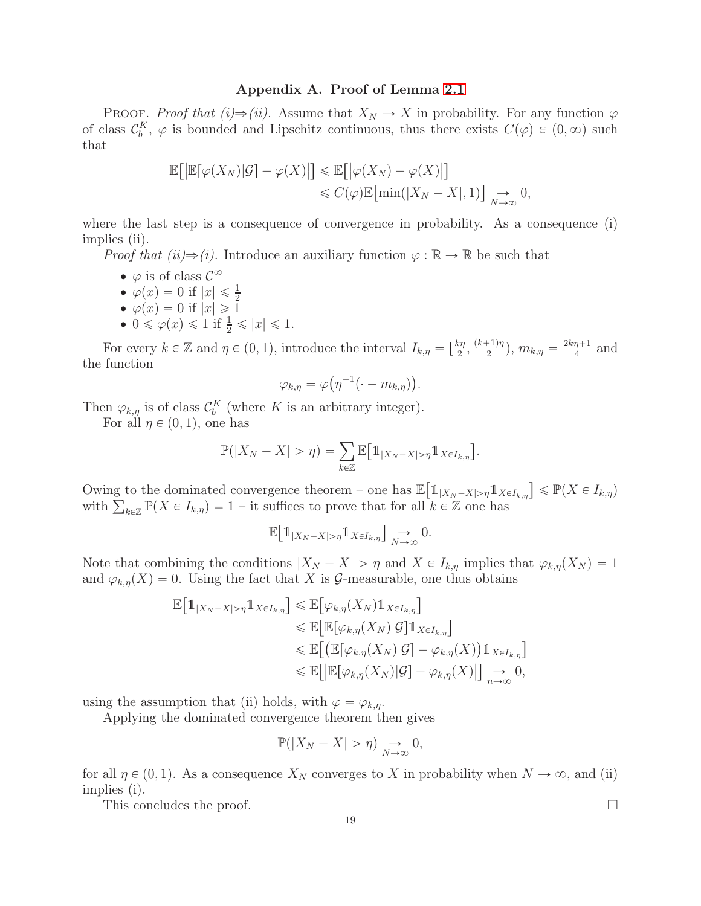## Appendix A. Proof of Lemma 2.1

PROOF. *Proof that (i)⇒(ii).* Assume that $X_N \to X$ in probability. For any function $\varphi$ of class $\mathcal{C}_b^K$, $\varphi$ is bounded and Lipschitz continuous, thus there exists $C(\varphi) \in (0,\infty)$ such that

$$\begin{aligned}
\mathbb{E}\big[\big|\mathbb{E}[\varphi(X_N)|\mathcal{G}] - \varphi(X)\big|\big] &\leqslant \mathbb{E}\big[\big|\varphi(X_N) - \varphi(X)\big|\big] \\
&\leqslant C(\varphi)\mathbb{E}\big[\min(|X_N - X|, 1)\big] \underset{N\to\infty}{\to} 0,
\end{aligned}$$

where the last step is a consequence of convergence in probability. As a consequence (i) implies (ii).

*Proof that (ii)⇒(i).* Introduce an auxiliary function $\varphi : \mathbb{R} \to \mathbb{R}$ be such that

- $\varphi$ is of class $\mathcal{C}^\infty$
- $\varphi(x) = 0$ if $|x| \leqslant \frac{1}{2}$
- $\varphi(x) = 0$ if $|x| \geqslant 1$
- $0 \leqslant \varphi(x) \leqslant 1$ if $\frac{1}{2} \leqslant |x| \leqslant 1$.

For every $k \in \mathbb{Z}$ and $\eta \in (0,1)$, introduce the interval $I_{k,\eta} = [\frac{k\eta}{2}, \frac{(k+1)\eta}{2})$, $m_{k,\eta} = \frac{2k\eta+1}{4}$ and the function

$$\varphi_{k,\eta} = \varphi\big(\eta^{-1}(\cdot - m_{k,\eta})\big).$$

Then $\varphi_{k,\eta}$ is of class $\mathcal{C}_b^K$ (where $K$ is an arbitrary integer).

For all $\eta \in (0,1)$, one has

$$\mathbb{P}(|X_N - X| > \eta) = \sum_{k\in\mathbb{Z}} \mathbb{E}\big[\mathbb{1}_{|X_N - X| > \eta}\mathbb{1}_{X\in I_{k,\eta}}\big].$$

Owing to the dominated convergence theorem – one has $\mathbb{E}\big[\mathbb{1}_{|X_N - X|>\eta}\mathbb{1}_{X\in I_{k,\eta}}\big] \leqslant \mathbb{P}(X \in I_{k,\eta})$ with $\sum_{k\in\mathbb{Z}} \mathbb{P}(X \in I_{k,\eta}) = 1$ – it suffices to prove that for all $k \in \mathbb{Z}$ one has

$$\mathbb{E}\big[\mathbb{1}_{|X_N - X| > \eta}\mathbb{1}_{X\in I_{k,\eta}}\big] \underset{N\to\infty}{\to} 0.$$

Note that combining the conditions $|X_N - X| > \eta$ and $X \in I_{k,\eta}$ implies that $\varphi_{k,\eta}(X_N) = 1$ and $\varphi_{k,\eta}(X) = 0$. Using the fact that $X$ is $\mathcal{G}$-measurable, one thus obtains

$$\begin{aligned}
\mathbb{E}\big[\mathbb{1}_{|X_N - X|>\eta}\mathbb{1}_{X\in I_{k,\eta}}\big] &\leqslant \mathbb{E}\big[\varphi_{k,\eta}(X_N)\mathbb{1}_{X\in I_{k,\eta}}\big] \\
&\leqslant \mathbb{E}\big[\mathbb{E}[\varphi_{k,\eta}(X_N)|\mathcal{G}]\mathbb{1}_{X\in I_{k,\eta}}\big] \\
&\leqslant \mathbb{E}\big[\big(\mathbb{E}[\varphi_{k,\eta}(X_N)|\mathcal{G}] - \varphi_{k,\eta}(X)\big)\mathbb{1}_{X\in I_{k,\eta}}\big] \\
&\leqslant \mathbb{E}\big[\big|\mathbb{E}[\varphi_{k,\eta}(X_N)|\mathcal{G}] - \varphi_{k,\eta}(X)\big|\big] \underset{n\to\infty}{\to} 0,
\end{aligned}$$

using the assumption that (ii) holds, with $\varphi = \varphi_{k,\eta}$.

Applying the dominated convergence theorem then gives

$$\mathbb{P}(|X_N - X| > \eta) \underset{N\to\infty}{\to} 0,$$

for all $\eta \in (0,1)$. As a consequence $X_N$ converges to $X$ in probability when $N \to \infty$, and (ii) implies (i).

This concludes the proof. $\square$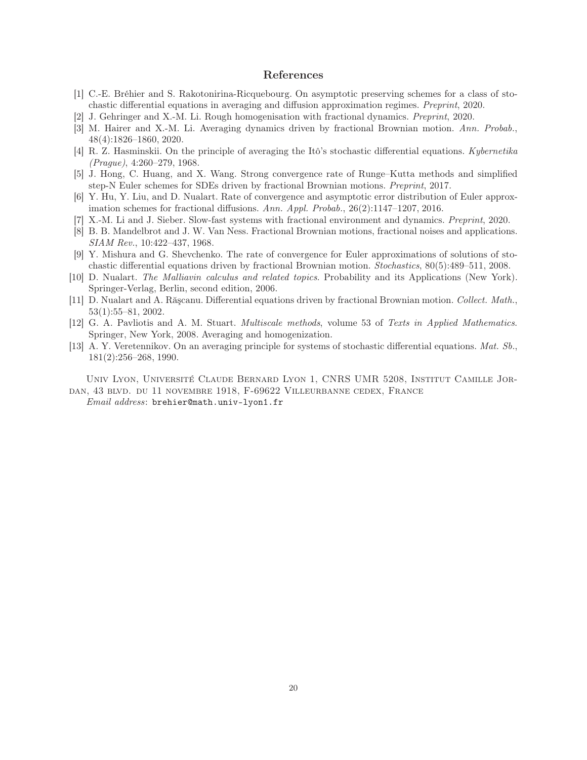## References

[1] C.-E. Bréhier and S. Rakotonirina-Ricquebourg. On asymptotic preserving schemes for a class of stochastic differential equations in averaging and diffusion approximation regimes. *Preprint*, 2020.

[2] J. Gehringer and X.-M. Li. Rough homogenisation with fractional dynamics. *Preprint*, 2020.

[3] M. Hairer and X.-M. Li. Averaging dynamics driven by fractional Brownian motion. *Ann. Probab.*, 48(4):1826–1860, 2020.

[4] R. Z. Hasminskii. On the principle of averaging the Itô's stochastic differential equations. *Kybernetika (Prague)*, 4:260–279, 1968.

[5] J. Hong, C. Huang, and X. Wang. Strong convergence rate of Runge–Kutta methods and simplified step-N Euler schemes for SDEs driven by fractional Brownian motions. *Preprint*, 2017.

[6] Y. Hu, Y. Liu, and D. Nualart. Rate of convergence and asymptotic error distribution of Euler approximation schemes for fractional diffusions. *Ann. Appl. Probab.*, 26(2):1147–1207, 2016.

[7] X.-M. Li and J. Sieber. Slow-fast systems with fractional environment and dynamics. *Preprint*, 2020.

[8] B. B. Mandelbrot and J. W. Van Ness. Fractional Brownian motions, fractional noises and applications. *SIAM Rev.*, 10:422–437, 1968.

[9] Y. Mishura and G. Shevchenko. The rate of convergence for Euler approximations of solutions of stochastic differential equations driven by fractional Brownian motion. *Stochastics*, 80(5):489–511, 2008.

[10] D. Nualart. *The Malliavin calculus and related topics*. Probability and its Applications (New York). Springer-Verlag, Berlin, second edition, 2006.

[11] D. Nualart and A. Răşcanu. Differential equations driven by fractional Brownian motion. *Collect. Math.*, 53(1):55–81, 2002.

[12] G. A. Pavliotis and A. M. Stuart. *Multiscale methods*, volume 53 of *Texts in Applied Mathematics*. Springer, New York, 2008. Averaging and homogenization.

[13] A. Y. Veretennikov. On an averaging principle for systems of stochastic differential equations. *Mat. Sb.*, 181(2):256–268, 1990.

Univ Lyon, Université Claude Bernard Lyon 1, CNRS UMR 5208, Institut Camille Jordan, 43 blvd. du 11 novembre 1918, F-69622 Villeurbanne cedex, France

*Email address*: brehier@math.univ-lyon1.fr